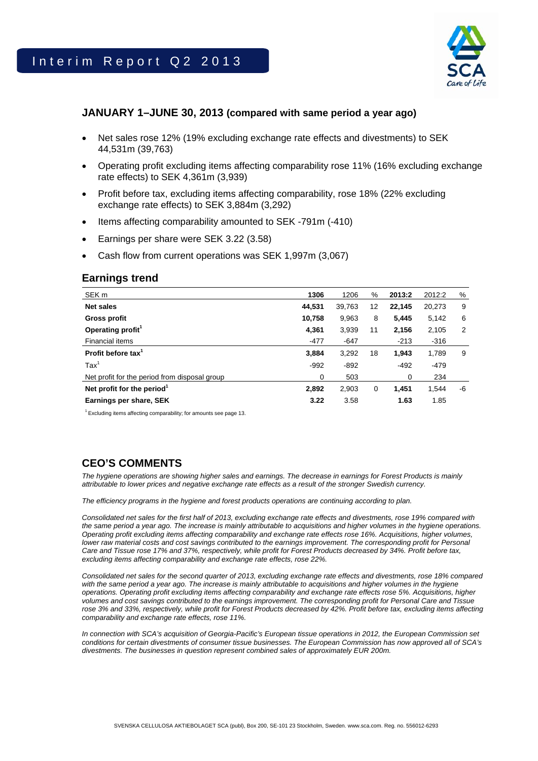# Interim Report Q2 2013

## JANUARY 1–JUNE 30, 2013 (compared with same period a year ago)

- Net sales rose 12% (19% excluding exchange rate effects and divestments) to SEK 44,531m (39,763)
- Operating profit excluding items affecting comparability rose 11% (16% excluding exchange rate effects) to SEK 4,361m (3,939)
- Profit before tax, excluding items affecting comparability, rose 18% (22% excluding exchange rate effects) to SEK 3,884m (3,292)
- Items affecting comparability amounted to SEK -791m (-410)
- Earnings per share were SEK 3.22 (3.58)
- Cash flow from current operations was SEK 1,997m (3,067)

## Earnings trend

| SEK m | 1306 | 1206 | % | 2013:2 | 2012:2 | % |
|---|---|---|---|---|---|---|
| **Net sales** | **44,531** | 39,763 | 12 | **22,145** | 20,273 | 9 |
| **Gross profit** | **10,758** | 9,963 | 8 | **5,445** | 5,142 | 6 |
| **Operating profit[1]** | **4,361** | 3,939 | 11 | **2,156** | 2,105 | 2 |
| Financial items | -477 | -647 | | -213 | -316 | |
| **Profit before tax[1]** | **3,884** | 3,292 | 18 | **1,943** | 1,789 | 9 |
| Tax[1] | -992 | -892 | | -492 | -479 | |
| Net profit for the period from disposal group | 0 | 503 | | 0 | 234 | |
| **Net profit for the period[1]** | **2,892** | 2,903 | 0 | **1,451** | 1,544 | -6 |
| **Earnings per share, SEK** | **3.22** | 3.58 | | **1.63** | 1.85 | |

[1] Excluding items affecting comparability; for amounts see page 13.

## CEO'S COMMENTS

*The hygiene operations are showing higher sales and earnings. The decrease in earnings for Forest Products is mainly attributable to lower prices and negative exchange rate effects as a result of the stronger Swedish currency.*

*The efficiency programs in the hygiene and forest products operations are continuing according to plan.*

*Consolidated net sales for the first half of 2013, excluding exchange rate effects and divestments, rose 19% compared with the same period a year ago. The increase is mainly attributable to acquisitions and higher volumes in the hygiene operations. Operating profit excluding items affecting comparability and exchange rate effects rose 16%. Acquisitions, higher volumes, lower raw material costs and cost savings contributed to the earnings improvement. The corresponding profit for Personal Care and Tissue rose 17% and 37%, respectively, while profit for Forest Products decreased by 34%. Profit before tax, excluding items affecting comparability and exchange rate effects, rose 22%.*

*Consolidated net sales for the second quarter of 2013, excluding exchange rate effects and divestments, rose 18% compared with the same period a year ago. The increase is mainly attributable to acquisitions and higher volumes in the hygiene operations. Operating profit excluding items affecting comparability and exchange rate effects rose 5%. Acquisitions, higher volumes and cost savings contributed to the earnings improvement. The corresponding profit for Personal Care and Tissue rose 3% and 33%, respectively, while profit for Forest Products decreased by 42%. Profit before tax, excluding items affecting comparability and exchange rate effects, rose 11%.*

*In connection with SCA's acquisition of Georgia-Pacific's European tissue operations in 2012, the European Commission set conditions for certain divestments of consumer tissue businesses. The European Commission has now approved all of SCA's divestments. The businesses in question represent combined sales of approximately EUR 200m.*

SVENSKA CELLULOSA AKTIEBOLAGET SCA (publ), Box 200, SE-101 23 Stockholm, Sweden. www.sca.com. Reg. no. 556012-6293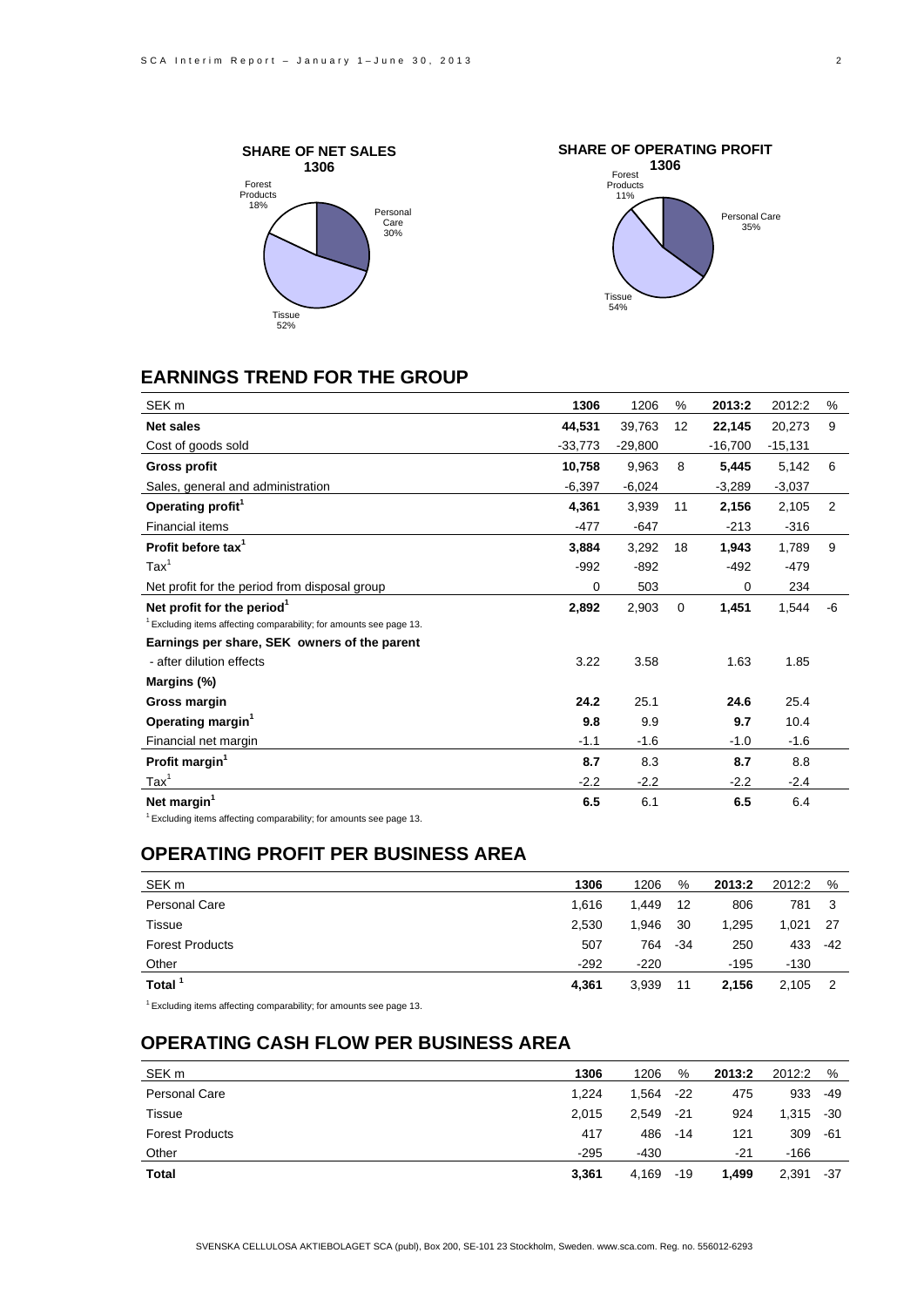**SHARE OF NET SALES 1306**

Forest Products 18%
Personal Care 30%
Tissue 52%

**SHARE OF OPERATING PROFIT 1306**

Forest Products 11%
Personal Care 35%
Tissue 54%

## EARNINGS TREND FOR THE GROUP

| SEK m | 1306 | 1206 | % | 2013:2 | 2012:2 | % |
|---|---|---|---|---|---|---|
| **Net sales** | **44,531** | 39,763 | 12 | **22,145** | 20,273 | 9 |
| Cost of goods sold | -33,773 | -29,800 | | -16,700 | -15,131 | |
| **Gross profit** | **10,758** | 9,963 | 8 | **5,445** | 5,142 | 6 |
| Sales, general and administration | -6,397 | -6,024 | | -3,289 | -3,037 | |
| **Operating profit[1]** | **4,361** | 3,939 | 11 | **2,156** | 2,105 | 2 |
| Financial items | -477 | -647 | | -213 | -316 | |
| **Profit before tax[1]** | **3,884** | 3,292 | 18 | **1,943** | 1,789 | 9 |
| Tax[1] | -992 | -892 | | -492 | -479 | |
| Net profit for the period from disposal group | 0 | 503 | | 0 | 234 | |
| **Net profit for the period[1]** | **2,892** | 2,903 | 0 | **1,451** | 1,544 | -6 |
| [1] Excluding items affecting comparability; for amounts see page 13. | | | | | | |
| **Earnings per share, SEK owners of the parent** | | | | | | |
| - after dilution effects | 3.22 | 3.58 | | 1.63 | 1.85 | |
| **Margins (%)** | | | | | | |
| **Gross margin** | **24.2** | 25.1 | | **24.6** | 25.4 | |
| **Operating margin[1]** | **9.8** | 9.9 | | **9.7** | 10.4 | |
| Financial net margin | -1.1 | -1.6 | | -1.0 | -1.6 | |
| **Profit margin[1]** | **8.7** | 8.3 | | **8.7** | 8.8 | |
| Tax[1] | -2.2 | -2.2 | | -2.2 | -2.4 | |
| **Net margin[1]** | **6.5** | 6.1 | | **6.5** | 6.4 | |

[1] Excluding items affecting comparability; for amounts see page 13.

## OPERATING PROFIT PER BUSINESS AREA

| SEK m | 1306 | 1206 | % | 2013:2 | 2012:2 | % |
|---|---|---|---|---|---|---|
| Personal Care | 1,616 | 1,449 | 12 | 806 | 781 | 3 |
| Tissue | 2,530 | 1,946 | 30 | 1,295 | 1,021 | 27 |
| Forest Products | 507 | 764 | -34 | 250 | 433 | -42 |
| Other | -292 | -220 | | -195 | -130 | |
| **Total [1]** | **4,361** | 3,939 | 11 | **2,156** | 2,105 | 2 |

[1] Excluding items affecting comparability; for amounts see page 13.

## OPERATING CASH FLOW PER BUSINESS AREA

| SEK m | 1306 | 1206 | % | 2013:2 | 2012:2 | % |
|---|---|---|---|---|---|---|
| Personal Care | 1,224 | 1,564 | -22 | 475 | 933 | -49 |
| Tissue | 2,015 | 2,549 | -21 | 924 | 1,315 | -30 |
| Forest Products | 417 | 486 | -14 | 121 | 309 | -61 |
| Other | -295 | -430 | | -21 | -166 | |
| **Total** | **3,361** | 4,169 | -19 | **1,499** | 2,391 | -37 |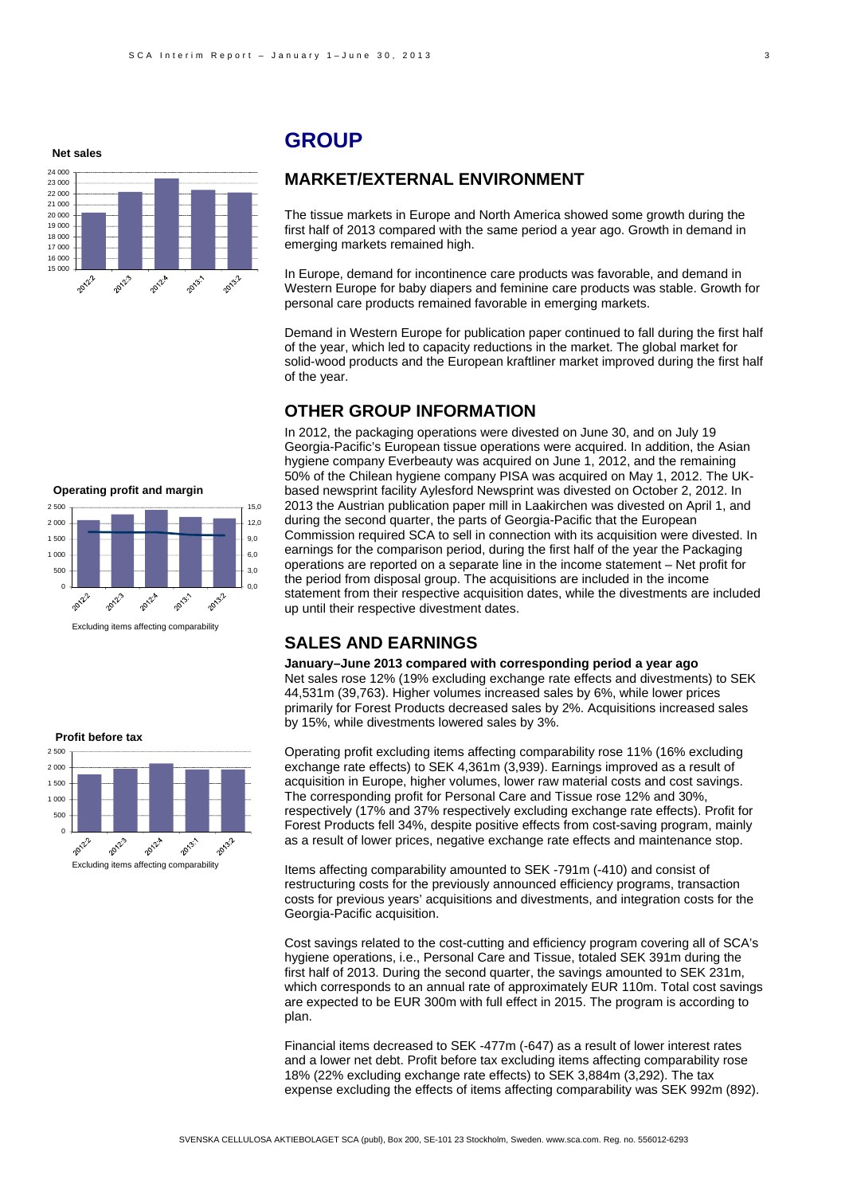**Net sales**

**Operating profit and margin**

Excluding items affecting comparability

**Profit before tax**

Excluding items affecting comparability

# GROUP

## MARKET/EXTERNAL ENVIRONMENT

The tissue markets in Europe and North America showed some growth during the first half of 2013 compared with the same period a year ago. Growth in demand in emerging markets remained high.

In Europe, demand for incontinence care products was favorable, and demand in Western Europe for baby diapers and feminine care products was stable. Growth for personal care products remained favorable in emerging markets.

Demand in Western Europe for publication paper continued to fall during the first half of the year, which led to capacity reductions in the market. The global market for solid-wood products and the European kraftliner market improved during the first half of the year.

## OTHER GROUP INFORMATION

In 2012, the packaging operations were divested on June 30, and on July 19 Georgia-Pacific's European tissue operations were acquired. In addition, the Asian hygiene company Everbeauty was acquired on June 1, 2012, and the remaining 50% of the Chilean hygiene company PISA was acquired on May 1, 2012. The UK-based newsprint facility Aylesford Newsprint was divested on October 2, 2012. In 2013 the Austrian publication paper mill in Laakirchen was divested on April 1, and during the second quarter, the parts of Georgia-Pacific that the European Commission required SCA to sell in connection with its acquisition were divested. In earnings for the comparison period, during the first half of the year the Packaging operations are reported on a separate line in the income statement – Net profit for the period from disposal group. The acquisitions are included in the income statement from their respective acquisition dates, while the divestments are included up until their respective divestment dates.

## SALES AND EARNINGS

**January–June 2013 compared with corresponding period a year ago**

Net sales rose 12% (19% excluding exchange rate effects and divestments) to SEK 44,531m (39,763). Higher volumes increased sales by 6%, while lower prices primarily for Forest Products decreased sales by 2%. Acquisitions increased sales by 15%, while divestments lowered sales by 3%.

Operating profit excluding items affecting comparability rose 11% (16% excluding exchange rate effects) to SEK 4,361m (3,939). Earnings improved as a result of acquisition in Europe, higher volumes, lower raw material costs and cost savings. The corresponding profit for Personal Care and Tissue rose 12% and 30%, respectively (17% and 37% respectively excluding exchange rate effects). Profit for Forest Products fell 34%, despite positive effects from cost-saving program, mainly as a result of lower prices, negative exchange rate effects and maintenance stop.

Items affecting comparability amounted to SEK -791m (-410) and consist of restructuring costs for the previously announced efficiency programs, transaction costs for previous years' acquisitions and divestments, and integration costs for the Georgia-Pacific acquisition.

Cost savings related to the cost-cutting and efficiency program covering all of SCA's hygiene operations, i.e., Personal Care and Tissue, totaled SEK 391m during the first half of 2013. During the second quarter, the savings amounted to SEK 231m, which corresponds to an annual rate of approximately EUR 110m. Total cost savings are expected to be EUR 300m with full effect in 2015. The program is according to plan.

Financial items decreased to SEK -477m (-647) as a result of lower interest rates and a lower net debt. Profit before tax excluding items affecting comparability rose 18% (22% excluding exchange rate effects) to SEK 3,884m (3,292). The tax expense excluding the effects of items affecting comparability was SEK 992m (892).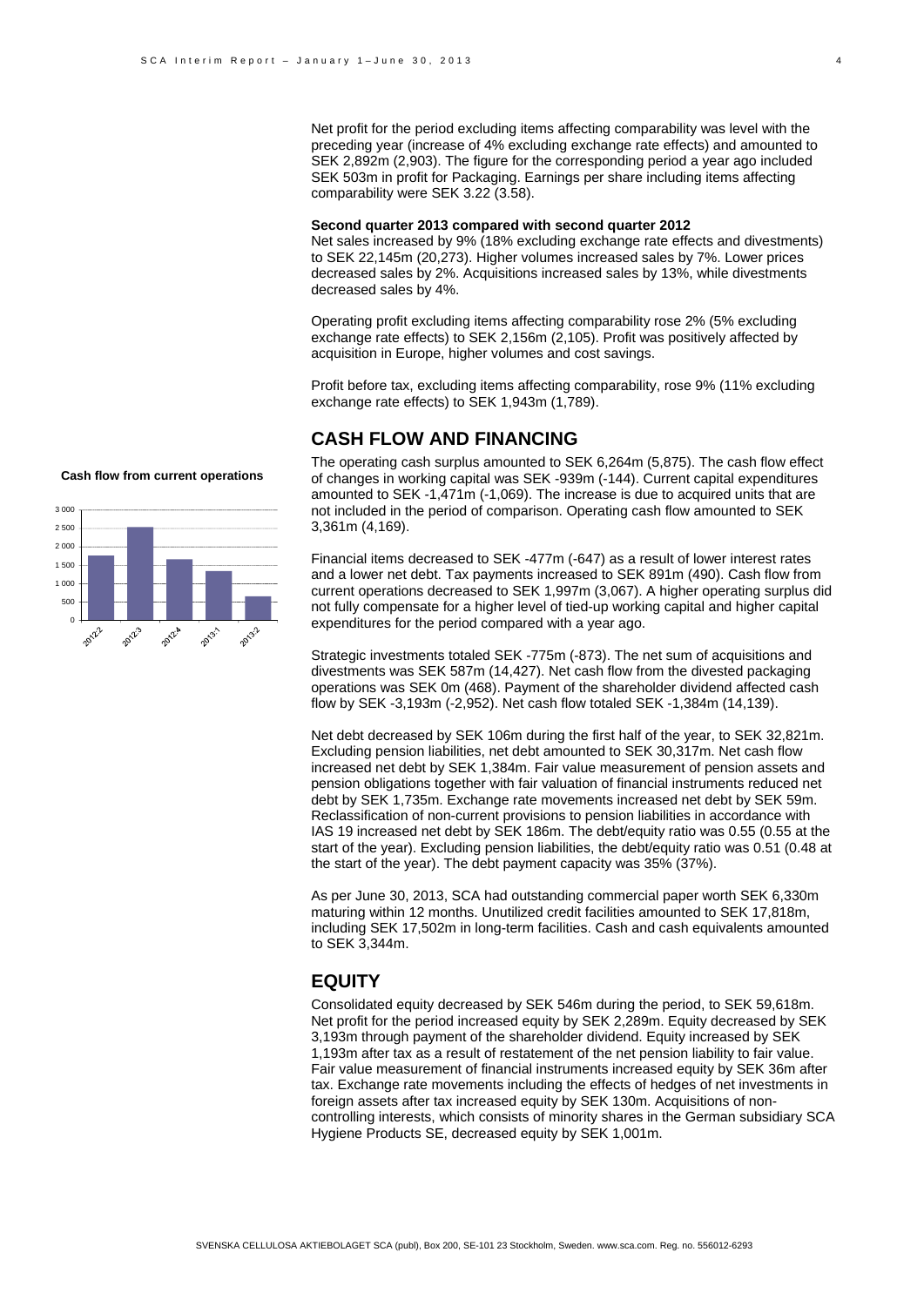Net profit for the period excluding items affecting comparability was level with the preceding year (increase of 4% excluding exchange rate effects) and amounted to SEK 2,892m (2,903). The figure for the corresponding period a year ago included SEK 503m in profit for Packaging. Earnings per share including items affecting comparability were SEK 3.22 (3.58).

**Second quarter 2013 compared with second quarter 2012**

Net sales increased by 9% (18% excluding exchange rate effects and divestments) to SEK 22,145m (20,273). Higher volumes increased sales by 7%. Lower prices decreased sales by 2%. Acquisitions increased sales by 13%, while divestments decreased sales by 4%.

Operating profit excluding items affecting comparability rose 2% (5% excluding exchange rate effects) to SEK 2,156m (2,105). Profit was positively affected by acquisition in Europe, higher volumes and cost savings.

Profit before tax, excluding items affecting comparability, rose 9% (11% excluding exchange rate effects) to SEK 1,943m (1,789).

## CASH FLOW AND FINANCING

**Cash flow from current operations**

The operating cash surplus amounted to SEK 6,264m (5,875). The cash flow effect of changes in working capital was SEK -939m (-144). Current capital expenditures amounted to SEK -1,471m (-1,069). The increase is due to acquired units that are not included in the period of comparison. Operating cash flow amounted to SEK 3,361m (4,169).

Financial items decreased to SEK -477m (-647) as a result of lower interest rates and a lower net debt. Tax payments increased to SEK 891m (490). Cash flow from current operations decreased to SEK 1,997m (3,067). A higher operating surplus did not fully compensate for a higher level of tied-up working capital and higher capital expenditures for the period compared with a year ago.

Strategic investments totaled SEK -775m (-873). The net sum of acquisitions and divestments was SEK 587m (14,427). Net cash flow from the divested packaging operations was SEK 0m (468). Payment of the shareholder dividend affected cash flow by SEK -3,193m (-2,952). Net cash flow totaled SEK -1,384m (14,139).

Net debt decreased by SEK 106m during the first half of the year, to SEK 32,821m. Excluding pension liabilities, net debt amounted to SEK 30,317m. Net cash flow increased net debt by SEK 1,384m. Fair value measurement of pension assets and pension obligations together with fair valuation of financial instruments reduced net debt by SEK 1,735m. Exchange rate movements increased net debt by SEK 59m. Reclassification of non-current provisions to pension liabilities in accordance with IAS 19 increased net debt by SEK 186m. The debt/equity ratio was 0.55 (0.55 at the start of the year). Excluding pension liabilities, the debt/equity ratio was 0.51 (0.48 at the start of the year). The debt payment capacity was 35% (37%).

As per June 30, 2013, SCA had outstanding commercial paper worth SEK 6,330m maturing within 12 months. Unutilized credit facilities amounted to SEK 17,818m, including SEK 17,502m in long-term facilities. Cash and cash equivalents amounted to SEK 3,344m.

## EQUITY

Consolidated equity decreased by SEK 546m during the period, to SEK 59,618m. Net profit for the period increased equity by SEK 2,289m. Equity decreased by SEK 3,193m through payment of the shareholder dividend. Equity increased by SEK 1,193m after tax as a result of restatement of the net pension liability to fair value. Fair value measurement of financial instruments increased equity by SEK 36m after tax. Exchange rate movements including the effects of hedges of net investments in foreign assets after tax increased equity by SEK 130m. Acquisitions of non-controlling interests, which consists of minority shares in the German subsidiary SCA Hygiene Products SE, decreased equity by SEK 1,001m.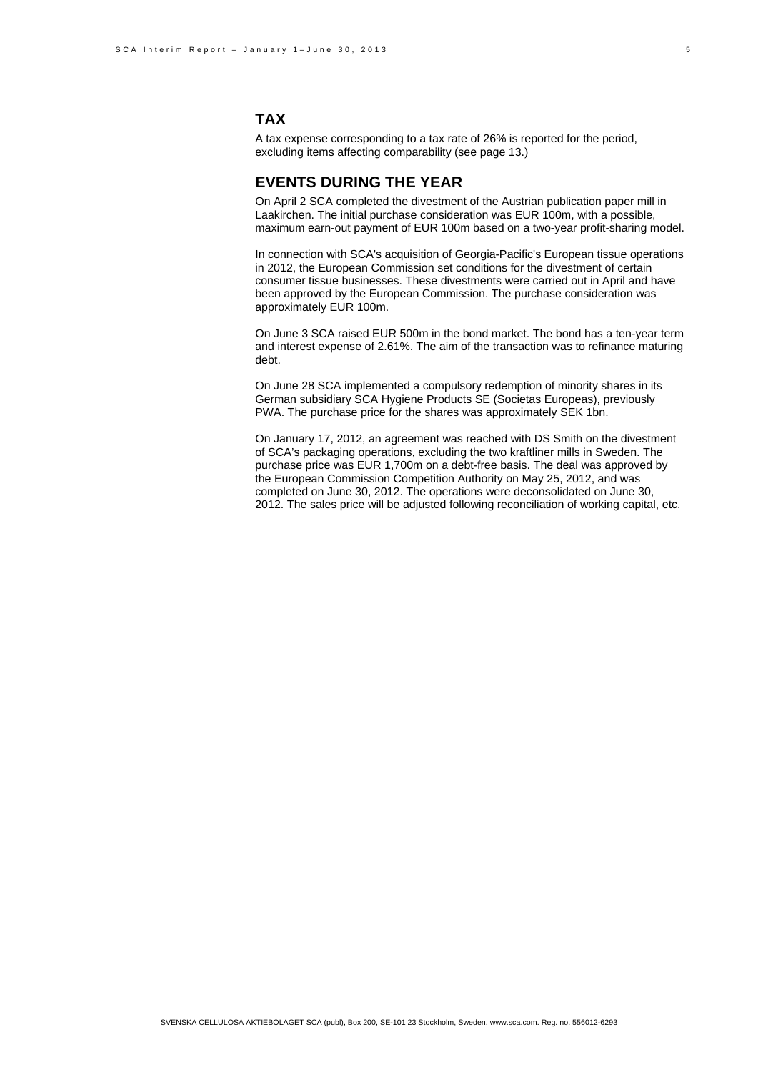## TAX

A tax expense corresponding to a tax rate of 26% is reported for the period, excluding items affecting comparability (see page 13.)

## EVENTS DURING THE YEAR

On April 2 SCA completed the divestment of the Austrian publication paper mill in Laakirchen. The initial purchase consideration was EUR 100m, with a possible, maximum earn-out payment of EUR 100m based on a two-year profit-sharing model.

In connection with SCA's acquisition of Georgia-Pacific's European tissue operations in 2012, the European Commission set conditions for the divestment of certain consumer tissue businesses. These divestments were carried out in April and have been approved by the European Commission. The purchase consideration was approximately EUR 100m.

On June 3 SCA raised EUR 500m in the bond market. The bond has a ten-year term and interest expense of 2.61%. The aim of the transaction was to refinance maturing debt.

On June 28 SCA implemented a compulsory redemption of minority shares in its German subsidiary SCA Hygiene Products SE (Societas Europeas), previously PWA. The purchase price for the shares was approximately SEK 1bn.

On January 17, 2012, an agreement was reached with DS Smith on the divestment of SCA's packaging operations, excluding the two kraftliner mills in Sweden. The purchase price was EUR 1,700m on a debt-free basis. The deal was approved by the European Commission Competition Authority on May 25, 2012, and was completed on June 30, 2012. The operations were deconsolidated on June 30, 2012. The sales price will be adjusted following reconciliation of working capital, etc.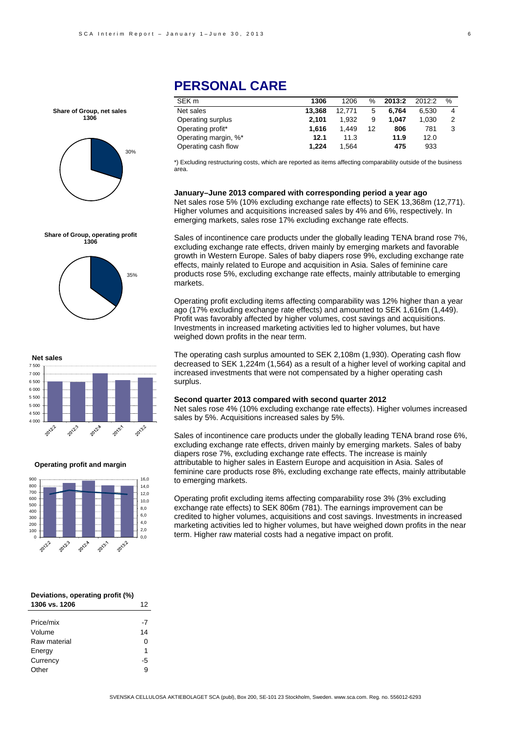# PERSONAL CARE

| SEK m | 1306 | 1206 | % | 2013:2 | 2012:2 | % |
|---|---|---|---|---|---|---|
| Net sales | **13,368** | 12,771 | 5 | **6,764** | 6,530 | 4 |
| Operating surplus | **2,101** | 1,932 | 9 | **1,047** | 1,030 | 2 |
| Operating profit* | **1,616** | 1,449 | 12 | **806** | 781 | 3 |
| Operating margin, %* | **12.1** | 11.3 | | **11.9** | 12.0 | |
| Operating cash flow | **1,224** | 1,564 | | **475** | 933 | |

*) Excluding restructuring costs, which are reported as items affecting comparability outside of the business area.

**Share of Group, net sales 1306**

30%

**Share of Group, operating profit 1306**

35%

**Net sales**

**Operating profit and margin**

### January–June 2013 compared with corresponding period a year ago

Net sales rose 5% (10% excluding exchange rate effects) to SEK 13,368m (12,771). Higher volumes and acquisitions increased sales by 4% and 6%, respectively. In emerging markets, sales rose 17% excluding exchange rate effects.

Sales of incontinence care products under the globally leading TENA brand rose 7%, excluding exchange rate effects, driven mainly by emerging markets and favorable growth in Western Europe. Sales of baby diapers rose 9%, excluding exchange rate effects, mainly related to Europe and acquisition in Asia. Sales of feminine care products rose 5%, excluding exchange rate effects, mainly attributable to emerging markets.

Operating profit excluding items affecting comparability was 12% higher than a year ago (17% excluding exchange rate effects) and amounted to SEK 1,616m (1,449). Profit was favorably affected by higher volumes, cost savings and acquisitions. Investments in increased marketing activities led to higher volumes, but have weighed down profits in the near term.

The operating cash surplus amounted to SEK 2,108m (1,930). Operating cash flow decreased to SEK 1,224m (1,564) as a result of a higher level of working capital and increased investments that were not compensated by a higher operating cash surplus.

### Second quarter 2013 compared with second quarter 2012

Net sales rose 4% (10% excluding exchange rate effects). Higher volumes increased sales by 5%. Acquisitions increased sales by 5%.

Sales of incontinence care products under the globally leading TENA brand rose 6%, excluding exchange rate effects, driven mainly by emerging markets. Sales of baby diapers rose 7%, excluding exchange rate effects. The increase is mainly attributable to higher sales in Eastern Europe and acquisition in Asia. Sales of feminine care products rose 8%, excluding exchange rate effects, mainly attributable to emerging markets.

Operating profit excluding items affecting comparability rose 3% (3% excluding exchange rate effects) to SEK 806m (781). The earnings improvement can be credited to higher volumes, acquisitions and cost savings. Investments in increased marketing activities led to higher volumes, but have weighed down profits in the near term. Higher raw material costs had a negative impact on profit.

| Deviations, operating profit (%) | |
|---|---|
| **1306 vs. 1206** | 12 |
| Price/mix | -7 |
| Volume | 14 |
| Raw material | 0 |
| Energy | 1 |
| Currency | -5 |
| Other | 9 |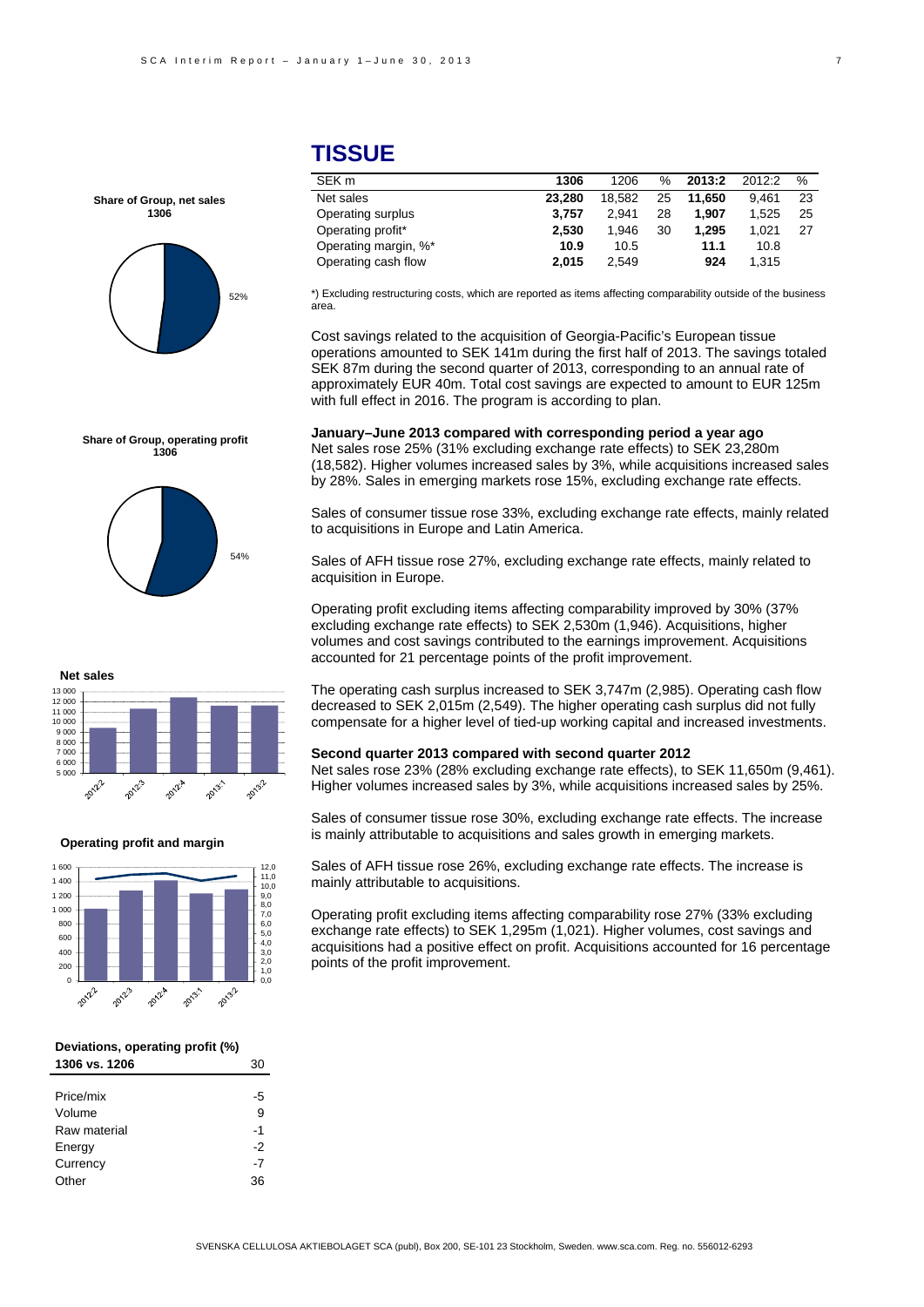# TISSUE

| SEK m | 1306 | 1206 | % | 2013:2 | 2012:2 | % |
|---|---|---|---|---|---|---|
| Net sales | **23,280** | 18,582 | 25 | **11,650** | 9,461 | 23 |
| Operating surplus | **3,757** | 2,941 | 28 | **1,907** | 1,525 | 25 |
| Operating profit* | **2,530** | 1,946 | 30 | **1,295** | 1,021 | 27 |
| Operating margin, %* | **10.9** | 10.5 | | **11.1** | 10.8 | |
| Operating cash flow | **2,015** | 2,549 | | **924** | 1,315 | |

*) Excluding restructuring costs, which are reported as items affecting comparability outside of the business area.

Cost savings related to the acquisition of Georgia-Pacific's European tissue operations amounted to SEK 141m during the first half of 2013. The savings totaled SEK 87m during the second quarter of 2013, corresponding to an annual rate of approximately EUR 40m. Total cost savings are expected to amount to EUR 125m with full effect in 2016. The program is according to plan.

**January–June 2013 compared with corresponding period a year ago**

Net sales rose 25% (31% excluding exchange rate effects) to SEK 23,280m (18,582). Higher volumes increased sales by 3%, while acquisitions increased sales by 28%. Sales in emerging markets rose 15%, excluding exchange rate effects.

Sales of consumer tissue rose 33%, excluding exchange rate effects, mainly related to acquisitions in Europe and Latin America.

Sales of AFH tissue rose 27%, excluding exchange rate effects, mainly related to acquisition in Europe.

Operating profit excluding items affecting comparability improved by 30% (37% excluding exchange rate effects) to SEK 2,530m (1,946). Acquisitions, higher volumes and cost savings contributed to the earnings improvement. Acquisitions accounted for 21 percentage points of the profit improvement.

The operating cash surplus increased to SEK 3,747m (2,985). Operating cash flow decreased to SEK 2,015m (2,549). The higher operating cash surplus did not fully compensate for a higher level of tied-up working capital and increased investments.

**Second quarter 2013 compared with second quarter 2012**

Net sales rose 23% (28% excluding exchange rate effects), to SEK 11,650m (9,461). Higher volumes increased sales by 3%, while acquisitions increased sales by 25%.

Sales of consumer tissue rose 30%, excluding exchange rate effects. The increase is mainly attributable to acquisitions and sales growth in emerging markets.

Sales of AFH tissue rose 26%, excluding exchange rate effects. The increase is mainly attributable to acquisitions.

Operating profit excluding items affecting comparability rose 27% (33% excluding exchange rate effects) to SEK 1,295m (1,021). Higher volumes, cost savings and acquisitions had a positive effect on profit. Acquisitions accounted for 16 percentage points of the profit improvement.

**Share of Group, net sales 1306**

52%

**Share of Group, operating profit 1306**

54%

**Net sales**

**Operating profit and margin**

**Deviations, operating profit (%)**

| 1306 vs. 1206 | 30 |
|---|---|
| Price/mix | -5 |
| Volume | 9 |
| Raw material | -1 |
| Energy | -2 |
| Currency | -7 |
| Other | 36 |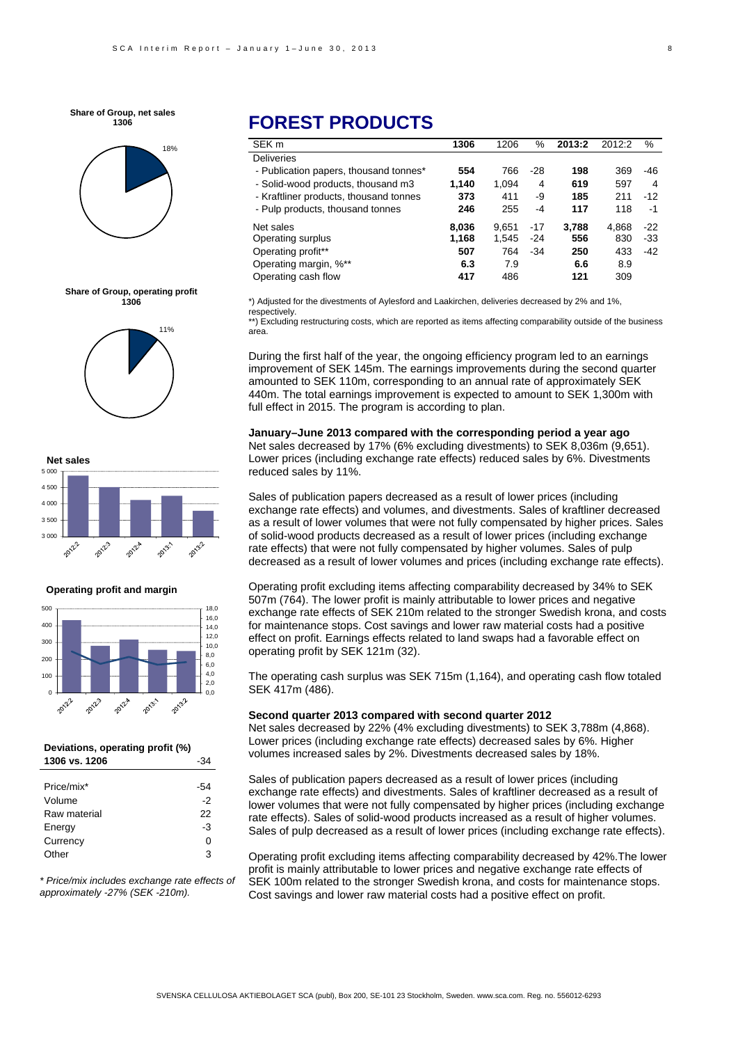**Share of Group, net sales 1306**

18%

**Share of Group, operating profit 1306**

11%

**Net sales**

**Operating profit and margin**

**Deviations, operating profit (%)**

| 1306 vs. 1206 | -34 |
|---|---|
| Price/mix* | -54 |
| Volume | -2 |
| Raw material | 22 |
| Energy | -3 |
| Currency | 0 |
| Other | 3 |

*\* Price/mix includes exchange rate effects of approximately -27% (SEK -210m).*

# FOREST PRODUCTS

| SEK m | 1306 | 1206 | % | 2013:2 | 2012:2 | % |
|---|---|---|---|---|---|---|
| Deliveries | | | | | | |
| - Publication papers, thousand tonnes* | **554** | 766 | -28 | **198** | 369 | -46 |
| - Solid-wood products, thousand m3 | **1,140** | 1,094 | 4 | **619** | 597 | 4 |
| - Kraftliner products, thousand tonnes | **373** | 411 | -9 | **185** | 211 | -12 |
| - Pulp products, thousand tonnes | **246** | 255 | -4 | **117** | 118 | -1 |
| Net sales | **8,036** | 9,651 | -17 | **3,788** | 4,868 | -22 |
| Operating surplus | **1,168** | 1,545 | -24 | **556** | 830 | -33 |
| Operating profit** | **507** | 764 | -34 | **250** | 433 | -42 |
| Operating margin, %** | **6.3** | 7.9 | | **6.6** | 8.9 | |
| Operating cash flow | **417** | 486 | | **121** | 309 | |

*) Adjusted for the divestments of Aylesford and Laakirchen, deliveries decreased by 2% and 1%, respectively.

**) Excluding restructuring costs, which are reported as items affecting comparability outside of the business area.

During the first half of the year, the ongoing efficiency program led to an earnings improvement of SEK 145m. The earnings improvements during the second quarter amounted to SEK 110m, corresponding to an annual rate of approximately SEK 440m. The total earnings improvement is expected to amount to SEK 1,300m with full effect in 2015. The program is according to plan.

**January–June 2013 compared with the corresponding period a year ago**

Net sales decreased by 17% (6% excluding divestments) to SEK 8,036m (9,651). Lower prices (including exchange rate effects) reduced sales by 6%. Divestments reduced sales by 11%.

Sales of publication papers decreased as a result of lower prices (including exchange rate effects) and volumes, and divestments. Sales of kraftliner decreased as a result of lower volumes that were not fully compensated by higher prices. Sales of solid-wood products decreased as a result of lower prices (including exchange rate effects) that were not fully compensated by higher volumes. Sales of pulp decreased as a result of lower volumes and prices (including exchange rate effects).

Operating profit excluding items affecting comparability decreased by 34% to SEK 507m (764). The lower profit is mainly attributable to lower prices and negative exchange rate effects of SEK 210m related to the stronger Swedish krona, and costs for maintenance stops. Cost savings and lower raw material costs had a positive effect on profit. Earnings effects related to land swaps had a favorable effect on operating profit by SEK 121m (32).

The operating cash surplus was SEK 715m (1,164), and operating cash flow totaled SEK 417m (486).

**Second quarter 2013 compared with second quarter 2012**

Net sales decreased by 22% (4% excluding divestments) to SEK 3,788m (4,868). Lower prices (including exchange rate effects) decreased sales by 6%. Higher volumes increased sales by 2%. Divestments decreased sales by 18%.

Sales of publication papers decreased as a result of lower prices (including exchange rate effects) and divestments. Sales of kraftliner decreased as a result of lower volumes that were not fully compensated by higher prices (including exchange rate effects). Sales of solid-wood products increased as a result of higher volumes. Sales of pulp decreased as a result of lower prices (including exchange rate effects).

Operating profit excluding items affecting comparability decreased by 42%.The lower profit is mainly attributable to lower prices and negative exchange rate effects of SEK 100m related to the stronger Swedish krona, and costs for maintenance stops. Cost savings and lower raw material costs had a positive effect on profit.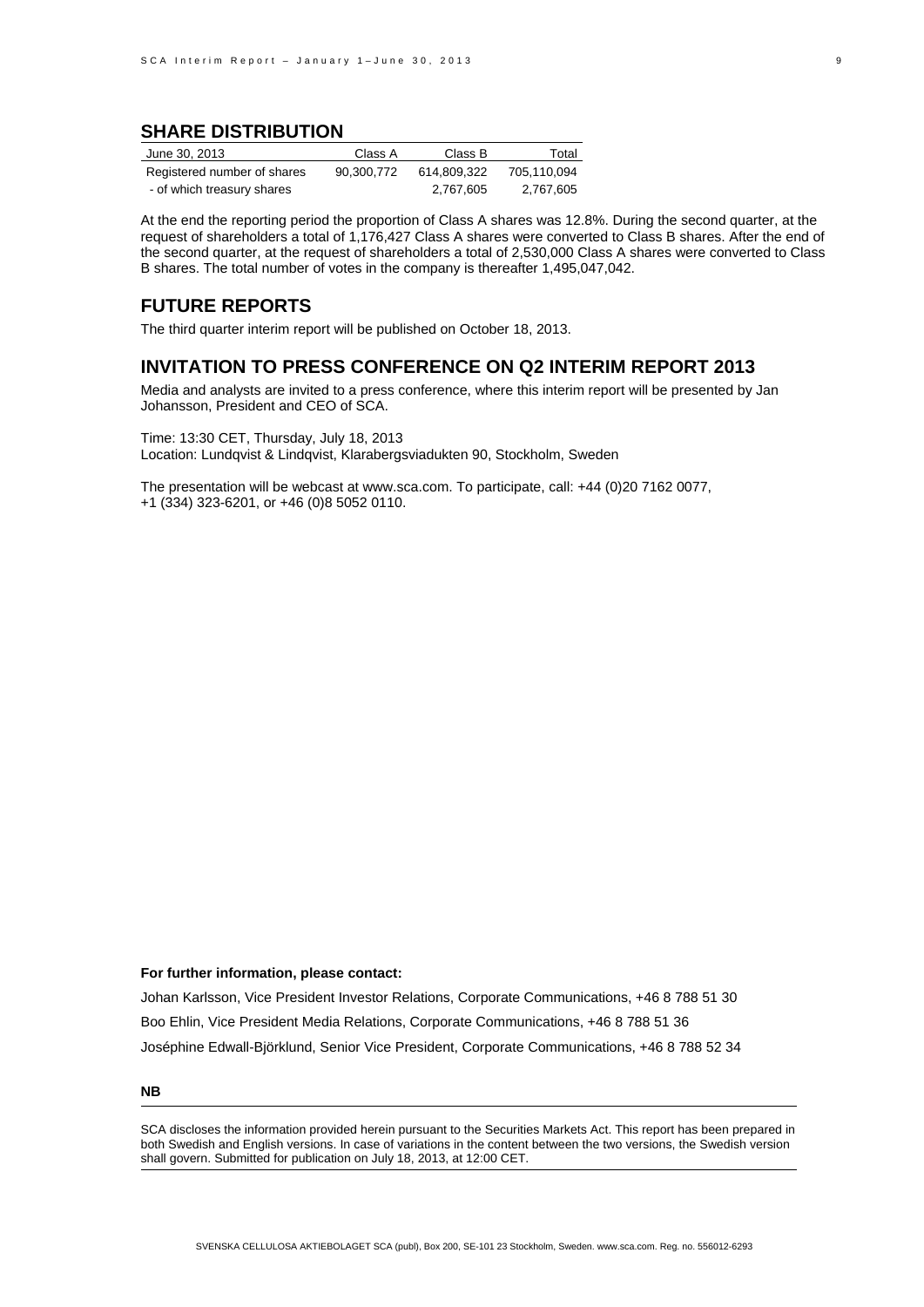## SHARE DISTRIBUTION

| June 30, 2013 | Class A | Class B | Total |
|---|---|---|---|
| Registered number of shares | 90,300,772 | 614,809,322 | 705,110,094 |
| - of which treasury shares | | 2,767,605 | 2,767,605 |

At the end the reporting period the proportion of Class A shares was 12.8%. During the second quarter, at the request of shareholders a total of 1,176,427 Class A shares were converted to Class B shares. After the end of the second quarter, at the request of shareholders a total of 2,530,000 Class A shares were converted to Class B shares. The total number of votes in the company is thereafter 1,495,047,042.

## FUTURE REPORTS

The third quarter interim report will be published on October 18, 2013.

## INVITATION TO PRESS CONFERENCE ON Q2 INTERIM REPORT 2013

Media and analysts are invited to a press conference, where this interim report will be presented by Jan Johansson, President and CEO of SCA.

Time: 13:30 CET, Thursday, July 18, 2013
Location: Lundqvist & Lindqvist, Klarabergsviadukten 90, Stockholm, Sweden

The presentation will be webcast at www.sca.com. To participate, call: +44 (0)20 7162 0077, +1 (334) 323-6201, or +46 (0)8 5052 0110.

**For further information, please contact:**

Johan Karlsson, Vice President Investor Relations, Corporate Communications, +46 8 788 51 30

Boo Ehlin, Vice President Media Relations, Corporate Communications, +46 8 788 51 36

Joséphine Edwall-Björklund, Senior Vice President, Corporate Communications, +46 8 788 52 34

**NB**

SCA discloses the information provided herein pursuant to the Securities Markets Act. This report has been prepared in both Swedish and English versions. In case of variations in the content between the two versions, the Swedish version shall govern. Submitted for publication on July 18, 2013, at 12:00 CET.

SVENSKA CELLULOSA AKTIEBOLAGET SCA (publ), Box 200, SE-101 23 Stockholm, Sweden. www.sca.com. Reg. no. 556012-6293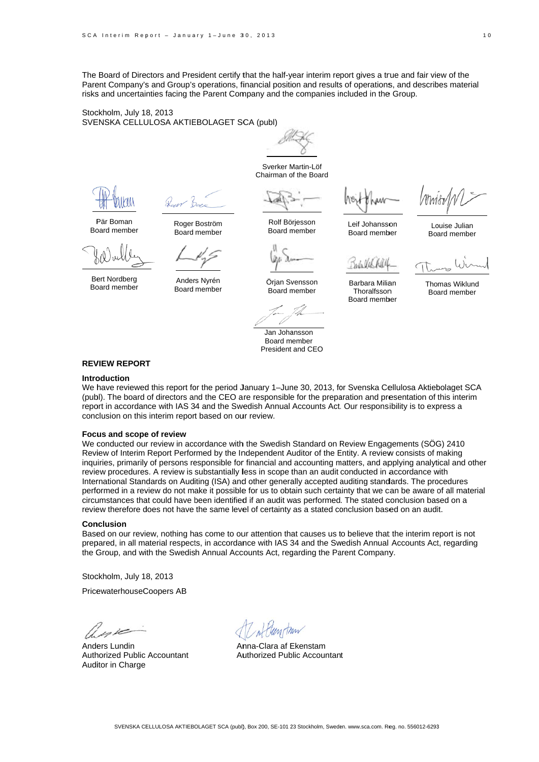The Board of Directors and President certify that the half-year interim report gives a true and fair view of the Parent Company's and Group's operations, financial position and results of operations, and describes material risks and uncertainties facing the Parent Company and the companies included in the Group.

Stockholm, July 18, 2013
SVENSKA CELLULOSA AKTIEBOLAGET SCA (publ)

Sverker Martin-Löf
Chairman of the Board

Pär Boman
Board member

Roger Boström
Board member

Rolf Börjesson
Board member

Leif Johansson
Board member

Louise Julian
Board member

Bert Nordberg
Board member

Anders Nyrén
Board member

Örjan Svensson
Board member

Barbara Milian Thoralfsson
Board member

Thomas Wiklund
Board member

Jan Johansson
Board member
President and CEO

## REVIEW REPORT

### Introduction

We have reviewed this report for the period January 1–June 30, 2013, for Svenska Cellulosa Aktiebolaget SCA (publ). The board of directors and the CEO are responsible for the preparation and presentation of this interim report in accordance with IAS 34 and the Swedish Annual Accounts Act. Our responsibility is to express a conclusion on this interim report based on our review.

### Focus and scope of review

We conducted our review in accordance with the Swedish Standard on Review Engagements (SÖG) 2410 Review of Interim Report Performed by the Independent Auditor of the Entity. A review consists of making inquiries, primarily of persons responsible for financial and accounting matters, and applying analytical and other review procedures. A review is substantially less in scope than an audit conducted in accordance with International Standards on Auditing (ISA) and other generally accepted auditing standards. The procedures performed in a review do not make it possible for us to obtain such certainty that we can be aware of all material circumstances that could have been identified if an audit was performed. The stated conclusion based on a review therefore does not have the same level of certainty as a stated conclusion based on an audit.

### Conclusion

Based on our review, nothing has come to our attention that causes us to believe that the interim report is not prepared, in all material respects, in accordance with IAS 34 and the Swedish Annual Accounts Act, regarding the Group, and with the Swedish Annual Accounts Act, regarding the Parent Company.

Stockholm, July 18, 2013

PricewaterhouseCoopers AB

Anders Lundin
Authorized Public Accountant
Auditor in Charge

Anna-Clara af Ekenstam
Authorized Public Accountant

SVENSKA CELLULOSA AKTIEBOLAGET SCA (publ), Box 200, SE-101 23 Stockholm, Sweden. www.sca.com. Reg. no. 556012-6293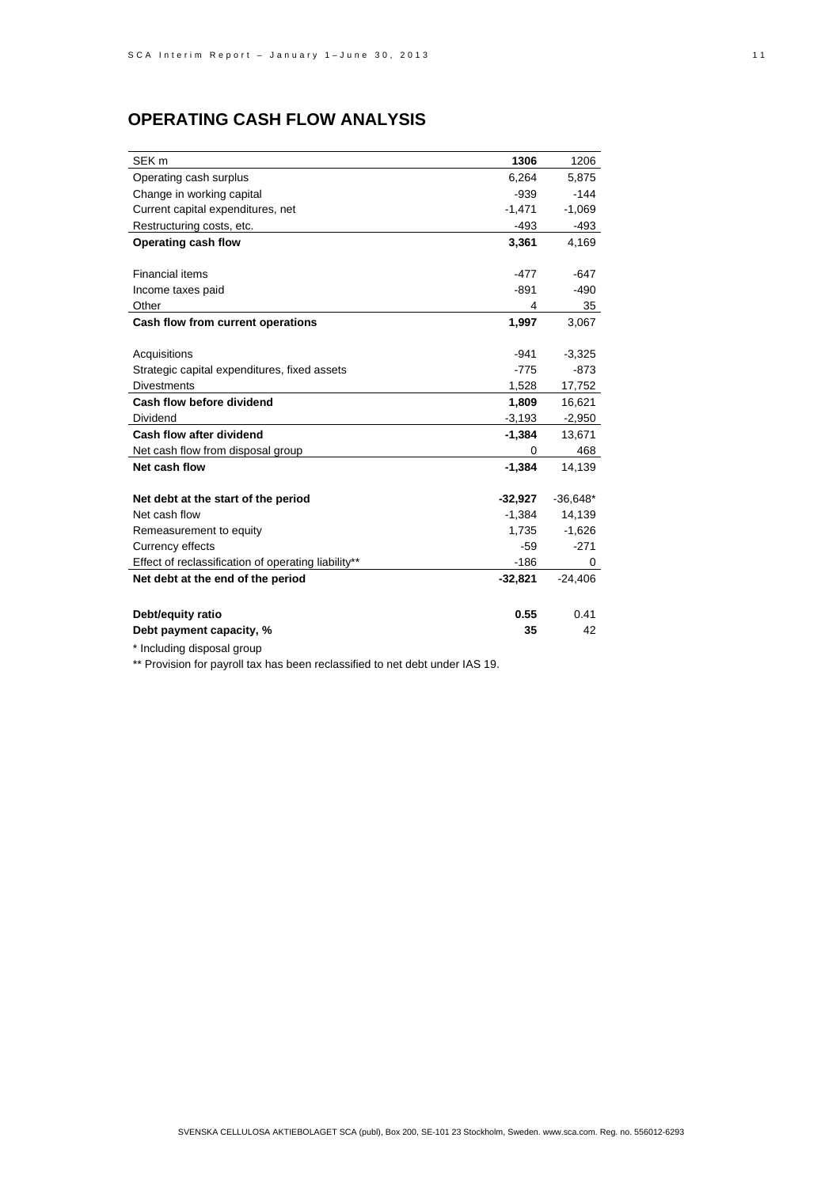## OPERATING CASH FLOW ANALYSIS

| SEK m | **1306** | 1206 |
|---|---|---|
| Operating cash surplus | 6,264 | 5,875 |
| Change in working capital | -939 | -144 |
| Current capital expenditures, net | -1,471 | -1,069 |
| Restructuring costs, etc. | -493 | -493 |
| **Operating cash flow** | **3,361** | 4,169 |
| | | |
| Financial items | -477 | -647 |
| Income taxes paid | -891 | -490 |
| Other | 4 | 35 |
| **Cash flow from current operations** | **1,997** | 3,067 |
| | | |
| Acquisitions | -941 | -3,325 |
| Strategic capital expenditures, fixed assets | -775 | -873 |
| Divestments | 1,528 | 17,752 |
| **Cash flow before dividend** | **1,809** | 16,621 |
| Dividend | -3,193 | -2,950 |
| **Cash flow after dividend** | **-1,384** | 13,671 |
| Net cash flow from disposal group | 0 | 468 |
| **Net cash flow** | **-1,384** | 14,139 |
| | | |
| **Net debt at the start of the period** | **-32,927** | -36,648* |
| Net cash flow | -1,384 | 14,139 |
| Remeasurement to equity | 1,735 | -1,626 |
| Currency effects | -59 | -271 |
| Effect of reclassification of operating liability** | -186 | 0 |
| **Net debt at the end of the period** | **-32,821** | -24,406 |
| | | |
| **Debt/equity ratio** | **0.55** | 0.41 |
| **Debt payment capacity, %** | **35** | 42 |

* Including disposal group

** Provision for payroll tax has been reclassified to net debt under IAS 19.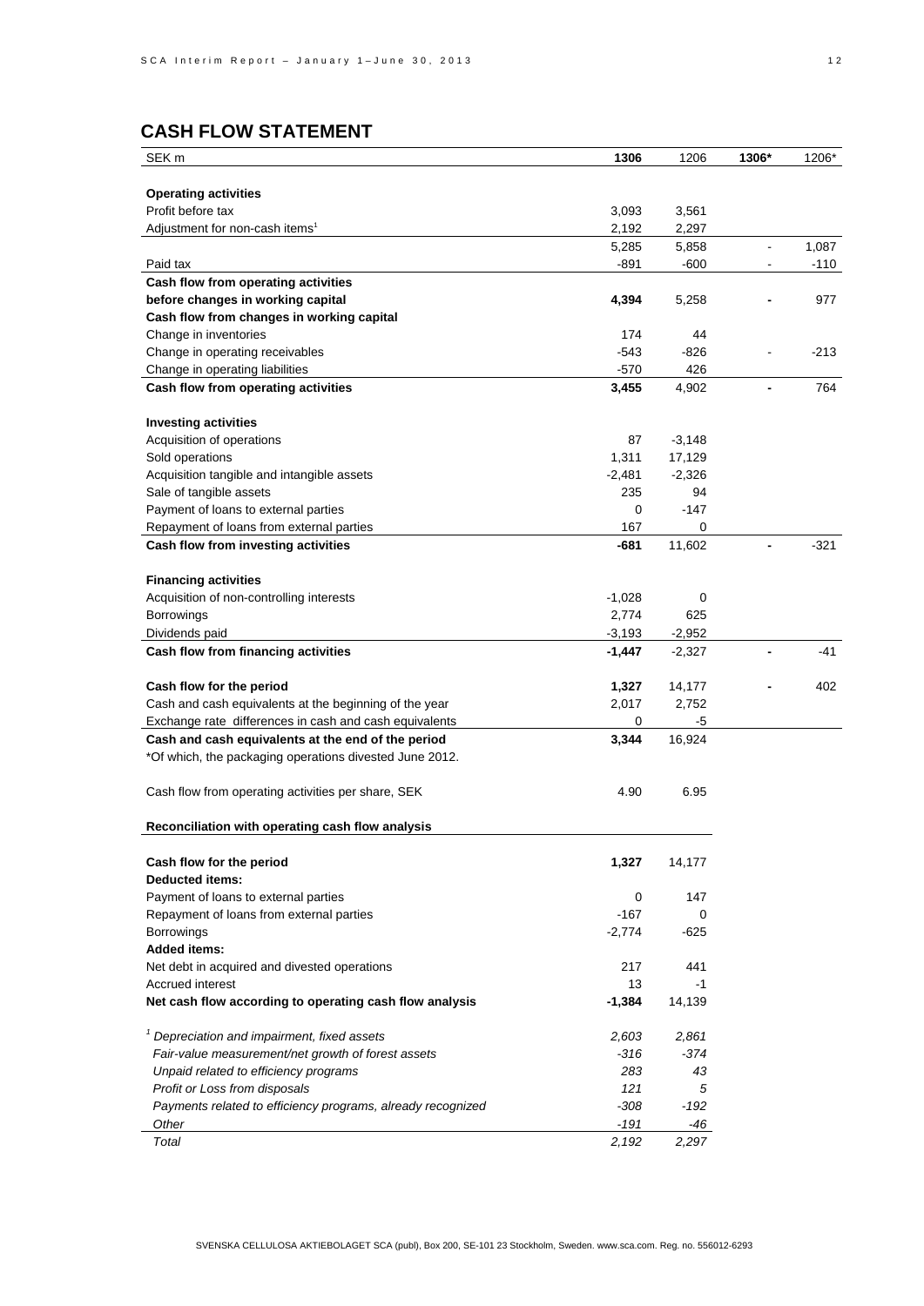## CASH FLOW STATEMENT

| SEK m | **1306** | 1206 | **1306*** | 1206* |
|---|---|---|---|---|
| **Operating activities** | | | | |
| Profit before tax | 3,093 | 3,561 | | |
| Adjustment for non-cash items[1] | 2,192 | 2,297 | | |
| | 5,285 | 5,858 | - | 1,087 |
| Paid tax | -891 | -600 | - | -110 |
| **Cash flow from operating activities before changes in working capital** | **4,394** | 5,258 | **-** | 977 |
| **Cash flow from changes in working capital** | | | | |
| Change in inventories | 174 | 44 | | |
| Change in operating receivables | -543 | -826 | - | -213 |
| Change in operating liabilities | -570 | 426 | | |
| **Cash flow from operating activities** | **3,455** | 4,902 | **-** | 764 |
| | | | | |
| **Investing activities** | | | | |
| Acquisition of operations | 87 | -3,148 | | |
| Sold operations | 1,311 | 17,129 | | |
| Acquisition tangible and intangible assets | -2,481 | -2,326 | | |
| Sale of tangible assets | 235 | 94 | | |
| Payment of loans to external parties | 0 | -147 | | |
| Repayment of loans from external parties | 167 | 0 | | |
| **Cash flow from investing activities** | **-681** | 11,602 | **-** | -321 |
| | | | | |
| **Financing activities** | | | | |
| Acquisition of non-controlling interests | -1,028 | 0 | | |
| Borrowings | 2,774 | 625 | | |
| Dividends paid | -3,193 | -2,952 | | |
| **Cash flow from financing activities** | **-1,447** | -2,327 | **-** | -41 |
| | | | | |
| **Cash flow for the period** | **1,327** | 14,177 | **-** | 402 |
| Cash and cash equivalents at the beginning of the year | 2,017 | 2,752 | | |
| Exchange rate differences in cash and cash equivalents | 0 | -5 | | |
| **Cash and cash equivalents at the end of the period** | **3,344** | 16,924 | | |

*Of which, the packaging operations divested June 2012.

| | | |
|---|---|---|
| Cash flow from operating activities per share, SEK | 4.90 | 6.95 |

**Reconciliation with operating cash flow analysis**

| | | |
|---|---|---|
| **Cash flow for the period** | **1,327** | 14,177 |
| **Deducted items:** | | |
| Payment of loans to external parties | 0 | 147 |
| Repayment of loans from external parties | -167 | 0 |
| Borrowings | -2,774 | -625 |
| **Added items:** | | |
| Net debt in acquired and divested operations | 217 | 441 |
| Accrued interest | 13 | -1 |
| **Net cash flow according to operating cash flow analysis** | **-1,384** | 14,139 |

| | | |
|---|---|---|
| *[1] Depreciation and impairment, fixed assets* | *2,603* | *2,861* |
| *Fair-value measurement/net growth of forest assets* | *-316* | *-374* |
| *Unpaid related to efficiency programs* | *283* | *43* |
| *Profit or Loss from disposals* | *121* | *5* |
| *Payments related to efficiency programs, already recognized* | *-308* | *-192* |
| *Other* | *-191* | *-46* |
| *Total* | *2,192* | *2,297* |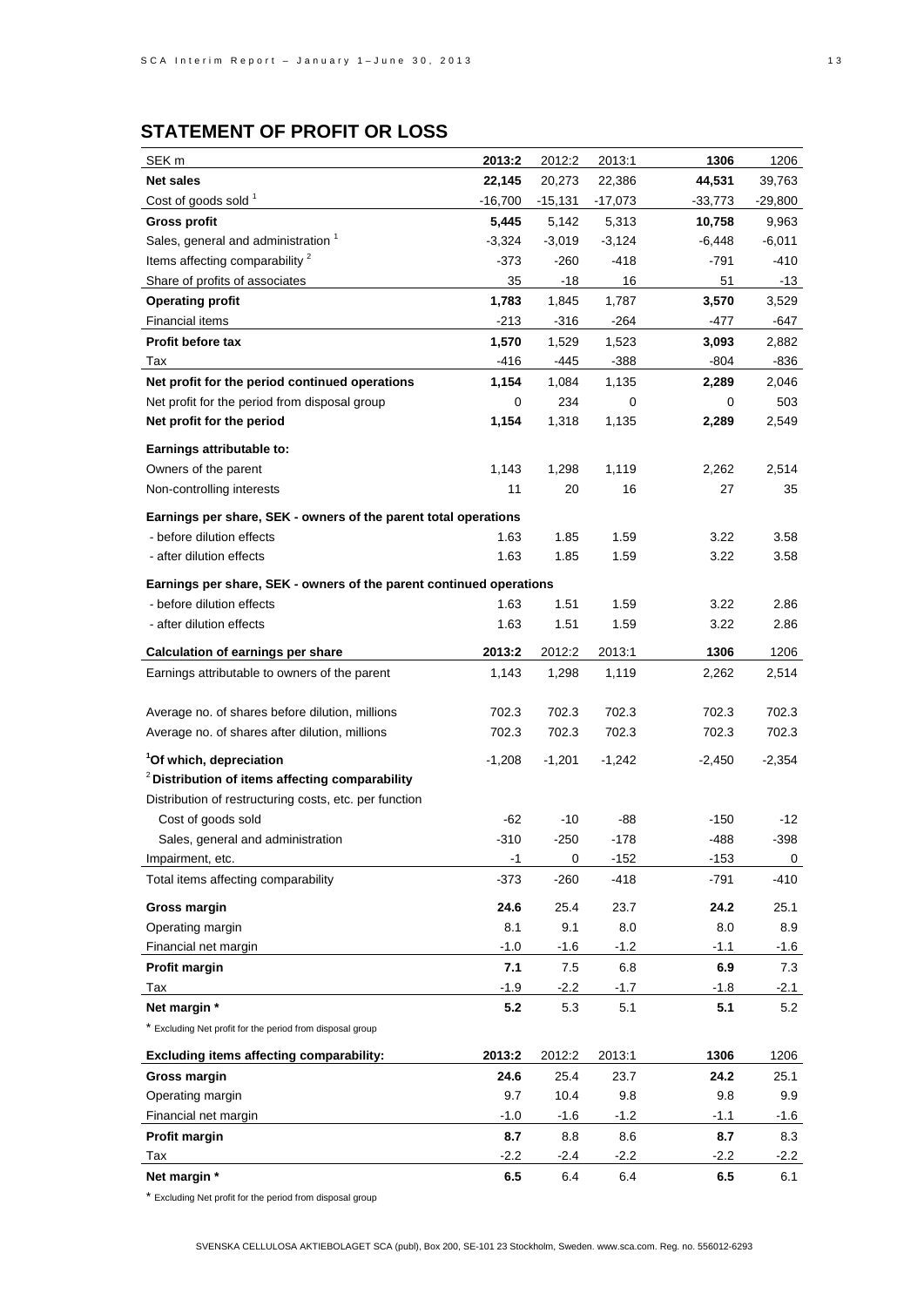## STATEMENT OF PROFIT OR LOSS

| SEK m | 2013:2 | 2012:2 | 2013:1 | 1306 | 1206 |
|---|---|---|---|---|---|
| **Net sales** | **22,145** | 20,273 | 22,386 | **44,531** | 39,763 |
| Cost of goods sold [1] | -16,700 | -15,131 | -17,073 | -33,773 | -29,800 |
| **Gross profit** | **5,445** | 5,142 | 5,313 | **10,758** | 9,963 |
| Sales, general and administration [1] | -3,324 | -3,019 | -3,124 | -6,448 | -6,011 |
| Items affecting comparability [2] | -373 | -260 | -418 | -791 | -410 |
| Share of profits of associates | 35 | -18 | 16 | 51 | -13 |
| **Operating profit** | **1,783** | 1,845 | 1,787 | **3,570** | 3,529 |
| Financial items | -213 | -316 | -264 | -477 | -647 |
| **Profit before tax** | **1,570** | 1,529 | 1,523 | **3,093** | 2,882 |
| Tax | -416 | -445 | -388 | -804 | -836 |
| **Net profit for the period continued operations** | **1,154** | 1,084 | 1,135 | **2,289** | 2,046 |
| Net profit for the period from disposal group | 0 | 234 | 0 | 0 | 503 |
| **Net profit for the period** | **1,154** | 1,318 | 1,135 | **2,289** | 2,549 |
| **Earnings attributable to:** | | | | | |
| Owners of the parent | 1,143 | 1,298 | 1,119 | 2,262 | 2,514 |
| Non-controlling interests | 11 | 20 | 16 | 27 | 35 |
| **Earnings per share, SEK - owners of the parent total operations** | | | | | |
| - before dilution effects | 1.63 | 1.85 | 1.59 | 3.22 | 3.58 |
| - after dilution effects | 1.63 | 1.85 | 1.59 | 3.22 | 3.58 |
| **Earnings per share, SEK - owners of the parent continued operations** | | | | | |
| - before dilution effects | 1.63 | 1.51 | 1.59 | 3.22 | 2.86 |
| - after dilution effects | 1.63 | 1.51 | 1.59 | 3.22 | 2.86 |

| **Calculation of earnings per share** | **2013:2** | 2012:2 | 2013:1 | **1306** | 1206 |
|---|---|---|---|---|---|
| Earnings attributable to owners of the parent | 1,143 | 1,298 | 1,119 | 2,262 | 2,514 |
| Average no. of shares before dilution, millions | 702.3 | 702.3 | 702.3 | 702.3 | 702.3 |
| Average no. of shares after dilution, millions | 702.3 | 702.3 | 702.3 | 702.3 | 702.3 |
| [1]**Of which, depreciation** | -1,208 | -1,201 | -1,242 | -2,450 | -2,354 |
| [2]**Distribution of items affecting comparability** | | | | | |
| Distribution of restructuring costs, etc. per function | | | | | |
| Cost of goods sold | -62 | -10 | -88 | -150 | -12 |
| Sales, general and administration | -310 | -250 | -178 | -488 | -398 |
| Impairment, etc. | -1 | 0 | -152 | -153 | 0 |
| Total items affecting comparability | -373 | -260 | -418 | -791 | -410 |
| **Gross margin** | **24.6** | 25.4 | 23.7 | **24.2** | 25.1 |
| Operating margin | 8.1 | 9.1 | 8.0 | 8.0 | 8.9 |
| Financial net margin | -1.0 | -1.6 | -1.2 | -1.1 | -1.6 |
| **Profit margin** | **7.1** | 7.5 | 6.8 | **6.9** | 7.3 |
| Tax | -1.9 | -2.2 | -1.7 | -1.8 | -2.1 |
| **Net margin *** | **5.2** | 5.3 | 5.1 | **5.1** | 5.2 |

* Excluding Net profit for the period from disposal group

| **Excluding items affecting comparability:** | **2013:2** | 2012:2 | 2013:1 | **1306** | 1206 |
|---|---|---|---|---|---|
| **Gross margin** | **24.6** | 25.4 | 23.7 | **24.2** | 25.1 |
| Operating margin | 9.7 | 10.4 | 9.8 | 9.8 | 9.9 |
| Financial net margin | -1.0 | -1.6 | -1.2 | -1.1 | -1.6 |
| **Profit margin** | **8.7** | 8.8 | 8.6 | **8.7** | 8.3 |
| Tax | -2.2 | -2.4 | -2.2 | -2.2 | -2.2 |
| **Net margin *** | **6.5** | 6.4 | 6.4 | **6.5** | 6.1 |

* Excluding Net profit for the period from disposal group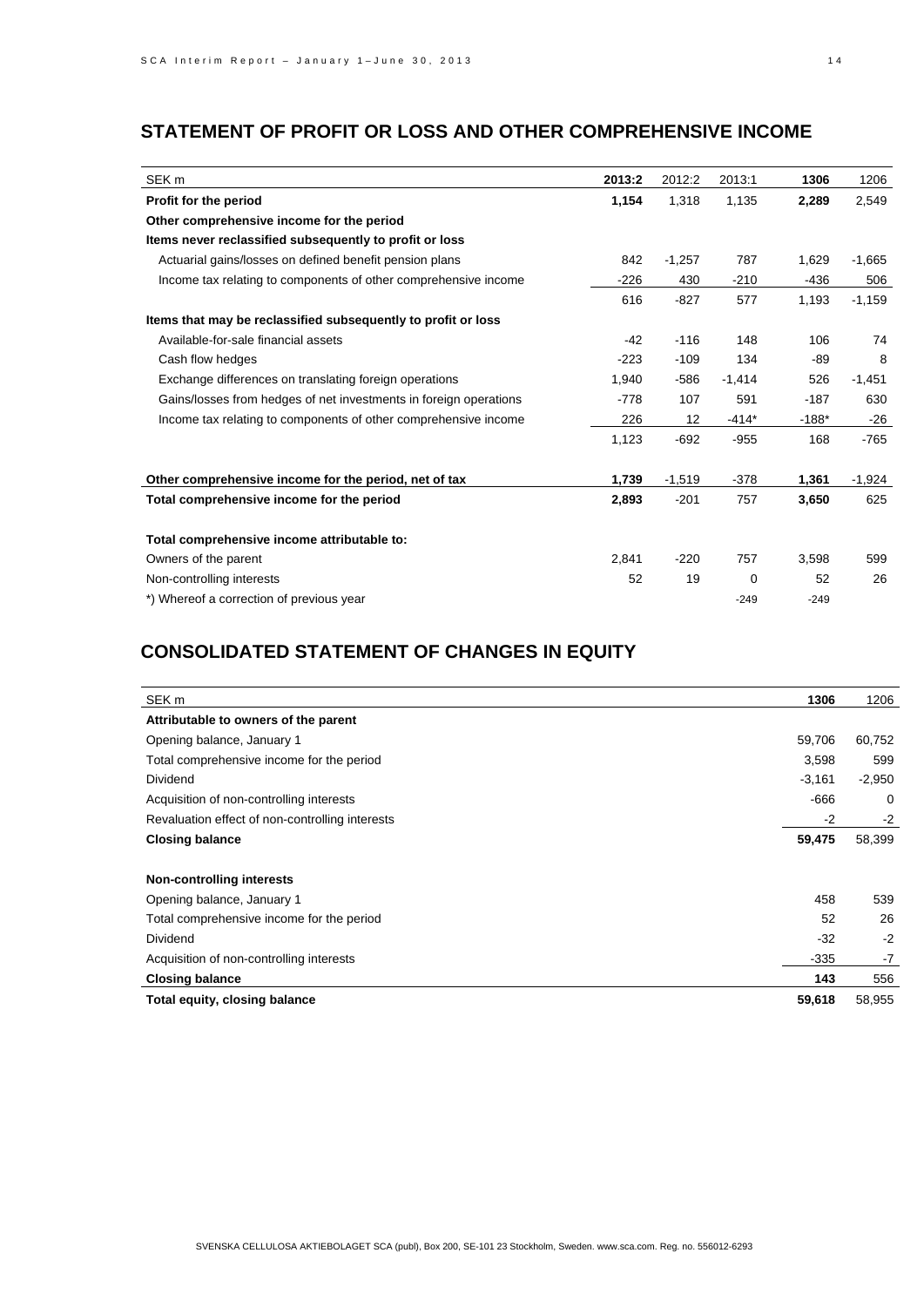## STATEMENT OF PROFIT OR LOSS AND OTHER COMPREHENSIVE INCOME

| SEK m | 2013:2 | 2012:2 | 2013:1 | 1306 | 1206 |
|---|---|---|---|---|---|
| **Profit for the period** | **1,154** | 1,318 | 1,135 | **2,289** | 2,549 |
| **Other comprehensive income for the period** | | | | | |
| **Items never reclassified subsequently to profit or loss** | | | | | |
| Actuarial gains/losses on defined benefit pension plans | 842 | -1,257 | 787 | 1,629 | -1,665 |
| Income tax relating to components of other comprehensive income | -226 | 430 | -210 | -436 | 506 |
| | 616 | -827 | 577 | 1,193 | -1,159 |
| **Items that may be reclassified subsequently to profit or loss** | | | | | |
| Available-for-sale financial assets | -42 | -116 | 148 | 106 | 74 |
| Cash flow hedges | -223 | -109 | 134 | -89 | 8 |
| Exchange differences on translating foreign operations | 1,940 | -586 | -1,414 | 526 | -1,451 |
| Gains/losses from hedges of net investments in foreign operations | -778 | 107 | 591 | -187 | 630 |
| Income tax relating to components of other comprehensive income | 226 | 12 | -414* | -188* | -26 |
| | 1,123 | -692 | -955 | 168 | -765 |
| **Other comprehensive income for the period, net of tax** | **1,739** | -1,519 | -378 | **1,361** | -1,924 |
| **Total comprehensive income for the period** | **2,893** | -201 | 757 | **3,650** | 625 |
| **Total comprehensive income attributable to:** | | | | | |
| Owners of the parent | 2,841 | -220 | 757 | 3,598 | 599 |
| Non-controlling interests | 52 | 19 | 0 | 52 | 26 |
| *) Whereof a correction of previous year | | | -249 | -249 | |

## CONSOLIDATED STATEMENT OF CHANGES IN EQUITY

| SEK m | 1306 | 1206 |
|---|---|---|
| **Attributable to owners of the parent** | | |
| Opening balance, January 1 | 59,706 | 60,752 |
| Total comprehensive income for the period | 3,598 | 599 |
| Dividend | -3,161 | -2,950 |
| Acquisition of non-controlling interests | -666 | 0 |
| Revaluation effect of non-controlling interests | -2 | -2 |
| **Closing balance** | **59,475** | 58,399 |
| **Non-controlling interests** | | |
| Opening balance, January 1 | 458 | 539 |
| Total comprehensive income for the period | 52 | 26 |
| Dividend | -32 | -2 |
| Acquisition of non-controlling interests | -335 | -7 |
| **Closing balance** | **143** | 556 |
| **Total equity, closing balance** | **59,618** | 58,955 |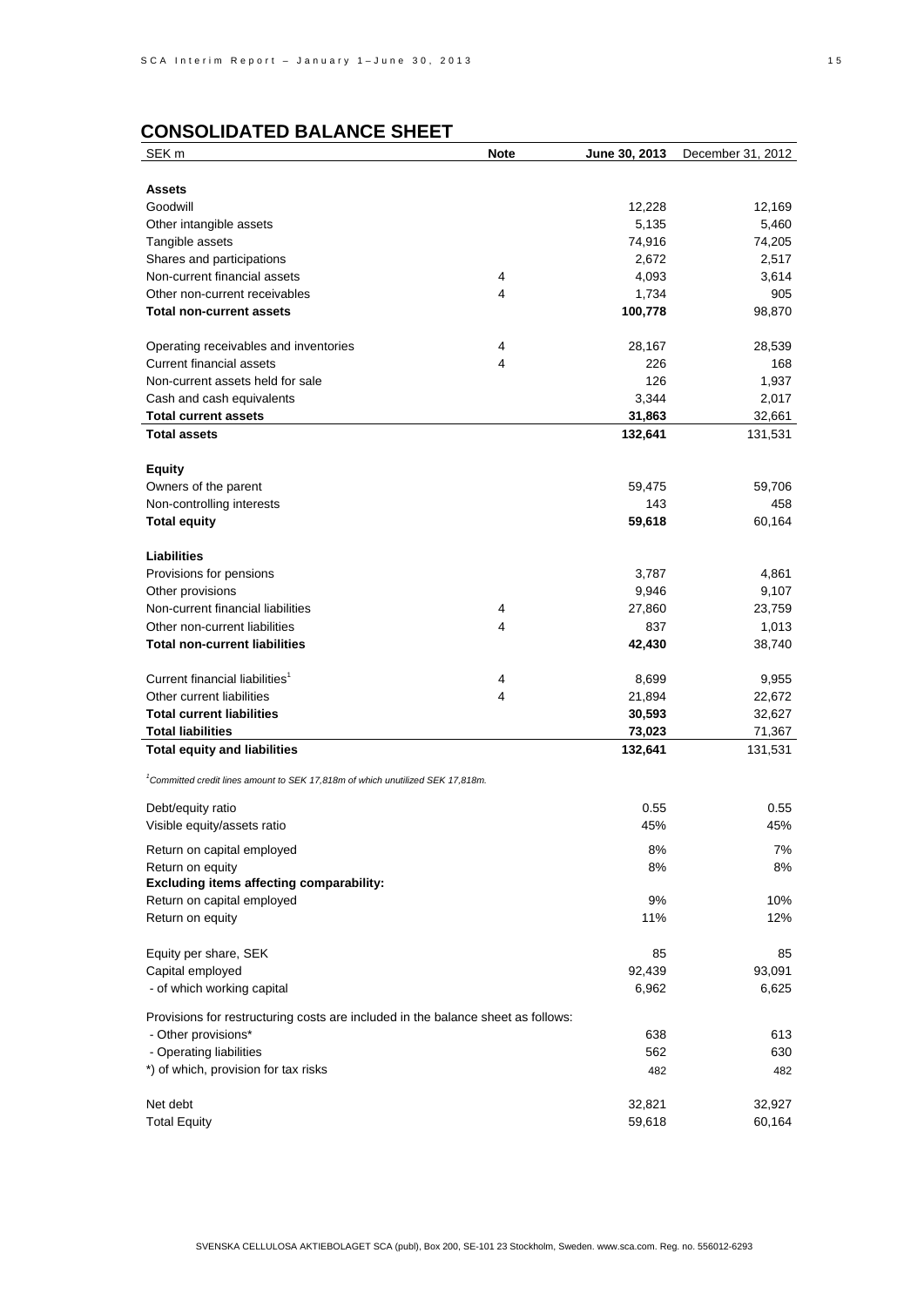## CONSOLIDATED BALANCE SHEET

| SEK m | Note | June 30, 2013 | December 31, 2012 |
|---|---|---|---|
| **Assets** | | | |
| Goodwill | | 12,228 | 12,169 |
| Other intangible assets | | 5,135 | 5,460 |
| Tangible assets | | 74,916 | 74,205 |
| Shares and participations | | 2,672 | 2,517 |
| Non-current financial assets | 4 | 4,093 | 3,614 |
| Other non-current receivables | 4 | 1,734 | 905 |
| **Total non-current assets** | | **100,778** | 98,870 |
| | | | |
| Operating receivables and inventories | 4 | 28,167 | 28,539 |
| Current financial assets | 4 | 226 | 168 |
| Non-current assets held for sale | | 126 | 1,937 |
| Cash and cash equivalents | | 3,344 | 2,017 |
| **Total current assets** | | **31,863** | 32,661 |
| **Total assets** | | **132,641** | 131,531 |
| | | | |
| **Equity** | | | |
| Owners of the parent | | 59,475 | 59,706 |
| Non-controlling interests | | 143 | 458 |
| **Total equity** | | **59,618** | 60,164 |
| | | | |
| **Liabilities** | | | |
| Provisions for pensions | | 3,787 | 4,861 |
| Other provisions | | 9,946 | 9,107 |
| Non-current financial liabilities | 4 | 27,860 | 23,759 |
| Other non-current liabilities | 4 | 837 | 1,013 |
| **Total non-current liabilities** | | **42,430** | 38,740 |
| | | | |
| Current financial liabilities[1] | 4 | 8,699 | 9,955 |
| Other current liabilities | 4 | 21,894 | 22,672 |
| **Total current liabilities** | | **30,593** | 32,627 |
| **Total liabilities** | | **73,023** | 71,367 |
| **Total equity and liabilities** | | **132,641** | 131,531 |

*[1]Committed credit lines amount to SEK 17,818m of which unutilized SEK 17,818m.*

| | | June 30, 2013 | December 31, 2012 |
|---|---|---|---|
| Debt/equity ratio | | 0.55 | 0.55 |
| Visible equity/assets ratio | | 45% | 45% |
| Return on capital employed | | 8% | 7% |
| Return on equity | | 8% | 8% |
| **Excluding items affecting comparability:** | | | |
| Return on capital employed | | 9% | 10% |
| Return on equity | | 11% | 12% |
| | | | |
| Equity per share, SEK | | 85 | 85 |
| Capital employed | | 92,439 | 93,091 |
| - of which working capital | | 6,962 | 6,625 |
| | | | |
| Provisions for restructuring costs are included in the balance sheet as follows: | | | |
| - Other provisions* | | 638 | 613 |
| - Operating liabilities | | 562 | 630 |
| *) of which, provision for tax risks | | 482 | 482 |
| | | | |
| Net debt | | 32,821 | 32,927 |
| Total Equity | | 59,618 | 60,164 |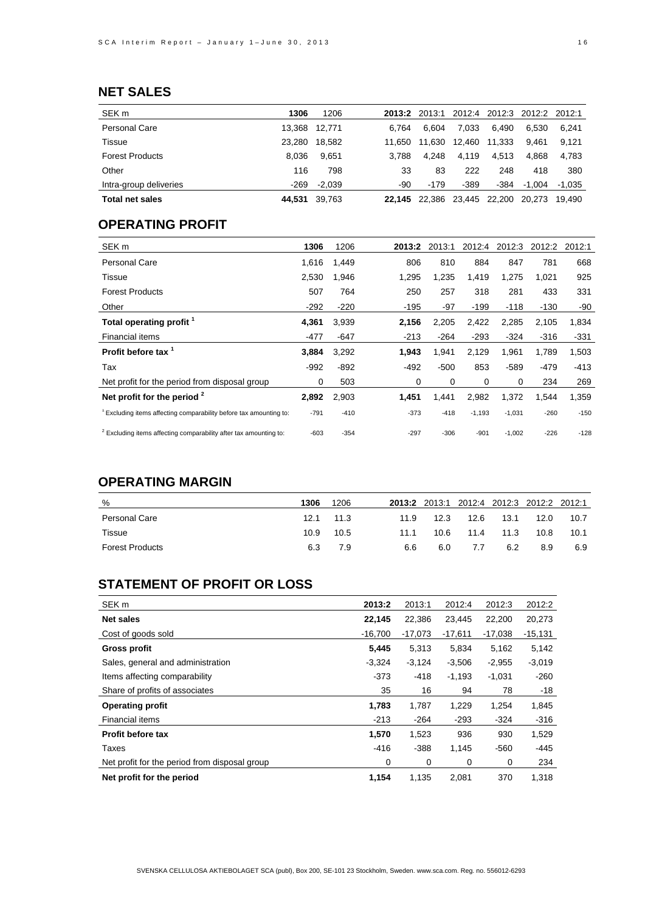## NET SALES

| SEK m | 1306 | 1206 | 2013:2 | 2013:1 | 2012:4 | 2012:3 | 2012:2 | 2012:1 |
|---|---|---|---|---|---|---|---|---|
| Personal Care | 13,368 | 12,771 | 6,764 | 6,604 | 7,033 | 6,490 | 6,530 | 6,241 |
| Tissue | 23,280 | 18,582 | 11,650 | 11,630 | 12,460 | 11,333 | 9,461 | 9,121 |
| Forest Products | 8,036 | 9,651 | 3,788 | 4,248 | 4,119 | 4,513 | 4,868 | 4,783 |
| Other | 116 | 798 | 33 | 83 | 222 | 248 | 418 | 380 |
| Intra-group deliveries | -269 | -2,039 | -90 | -179 | -389 | -384 | -1,004 | -1,035 |
| **Total net sales** | **44,531** | 39,763 | **22,145** | 22,386 | 23,445 | 22,200 | 20,273 | 19,490 |

## OPERATING PROFIT

| SEK m | 1306 | 1206 | 2013:2 | 2013:1 | 2012:4 | 2012:3 | 2012:2 | 2012:1 |
|---|---|---|---|---|---|---|---|---|
| Personal Care | 1,616 | 1,449 | 806 | 810 | 884 | 847 | 781 | 668 |
| Tissue | 2,530 | 1,946 | 1,295 | 1,235 | 1,419 | 1,275 | 1,021 | 925 |
| Forest Products | 507 | 764 | 250 | 257 | 318 | 281 | 433 | 331 |
| Other | -292 | -220 | -195 | -97 | -199 | -118 | -130 | -90 |
| **Total operating profit** [1] | **4,361** | 3,939 | **2,156** | 2,205 | 2,422 | 2,285 | 2,105 | 1,834 |
| Financial items | -477 | -647 | -213 | -264 | -293 | -324 | -316 | -331 |
| **Profit before tax** [1] | **3,884** | 3,292 | **1,943** | 1,941 | 2,129 | 1,961 | 1,789 | 1,503 |
| Tax | -992 | -892 | -492 | -500 | 853 | -589 | -479 | -413 |
| Net profit for the period from disposal group | 0 | 503 | 0 | 0 | 0 | 0 | 234 | 269 |
| **Net profit for the period** [2] | **2,892** | 2,903 | **1,451** | 1,441 | 2,982 | 1,372 | 1,544 | 1,359 |
| [1] Excluding items affecting comparability before tax amounting to: | -791 | -410 | -373 | -418 | -1,193 | -1,031 | -260 | -150 |
| [2] Excluding items affecting comparability after tax amounting to: | -603 | -354 | -297 | -306 | -901 | -1,002 | -226 | -128 |

## OPERATING MARGIN

| % | 1306 | 1206 | 2013:2 | 2013:1 | 2012:4 | 2012:3 | 2012:2 | 2012:1 |
|---|---|---|---|---|---|---|---|---|
| Personal Care | 12.1 | 11.3 | 11.9 | 12.3 | 12.6 | 13.1 | 12.0 | 10.7 |
| Tissue | 10.9 | 10.5 | 11.1 | 10.6 | 11.4 | 11.3 | 10.8 | 10.1 |
| Forest Products | 6.3 | 7.9 | 6.6 | 6.0 | 7.7 | 6.2 | 8.9 | 6.9 |

## STATEMENT OF PROFIT OR LOSS

| SEK m | 2013:2 | 2013:1 | 2012:4 | 2012:3 | 2012:2 |
|---|---|---|---|---|---|
| **Net sales** | **22,145** | 22,386 | 23,445 | 22,200 | 20,273 |
| Cost of goods sold | -16,700 | -17,073 | -17,611 | -17,038 | -15,131 |
| **Gross profit** | **5,445** | 5,313 | 5,834 | 5,162 | 5,142 |
| Sales, general and administration | -3,324 | -3,124 | -3,506 | -2,955 | -3,019 |
| Items affecting comparability | -373 | -418 | -1,193 | -1,031 | -260 |
| Share of profits of associates | 35 | 16 | 94 | 78 | -18 |
| **Operating profit** | **1,783** | 1,787 | 1,229 | 1,254 | 1,845 |
| Financial items | -213 | -264 | -293 | -324 | -316 |
| **Profit before tax** | **1,570** | 1,523 | 936 | 930 | 1,529 |
| Taxes | -416 | -388 | 1,145 | -560 | -445 |
| Net profit for the period from disposal group | 0 | 0 | 0 | 0 | 234 |
| **Net profit for the period** | **1,154** | 1,135 | 2,081 | 370 | 1,318 |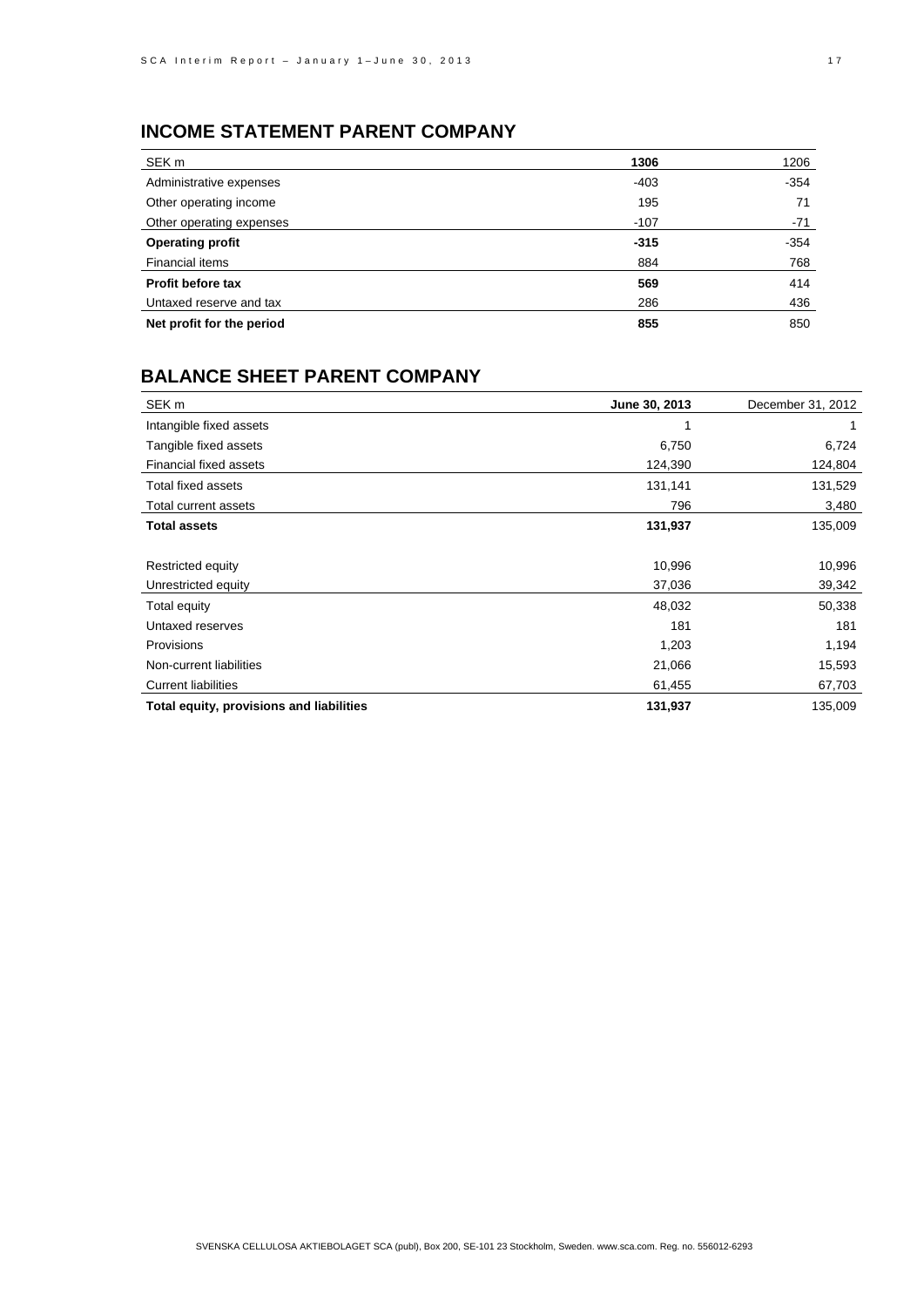## INCOME STATEMENT PARENT COMPANY

| SEK m | **1306** | 1206 |
|---|---|---|
| Administrative expenses | -403 | -354 |
| Other operating income | 195 | 71 |
| Other operating expenses | -107 | -71 |
| **Operating profit** | **-315** | -354 |
| Financial items | 884 | 768 |
| **Profit before tax** | **569** | 414 |
| Untaxed reserve and tax | 286 | 436 |
| **Net profit for the period** | **855** | 850 |

## BALANCE SHEET PARENT COMPANY

| SEK m | **June 30, 2013** | December 31, 2012 |
|---|---|---|
| Intangible fixed assets | 1 | 1 |
| Tangible fixed assets | 6,750 | 6,724 |
| Financial fixed assets | 124,390 | 124,804 |
| Total fixed assets | 131,141 | 131,529 |
| Total current assets | 796 | 3,480 |
| **Total assets** | **131,937** | 135,009 |
| | | |
| Restricted equity | 10,996 | 10,996 |
| Unrestricted equity | 37,036 | 39,342 |
| Total equity | 48,032 | 50,338 |
| Untaxed reserves | 181 | 181 |
| Provisions | 1,203 | 1,194 |
| Non-current liabilities | 21,066 | 15,593 |
| Current liabilities | 61,455 | 67,703 |
| **Total equity, provisions and liabilities** | **131,937** | 135,009 |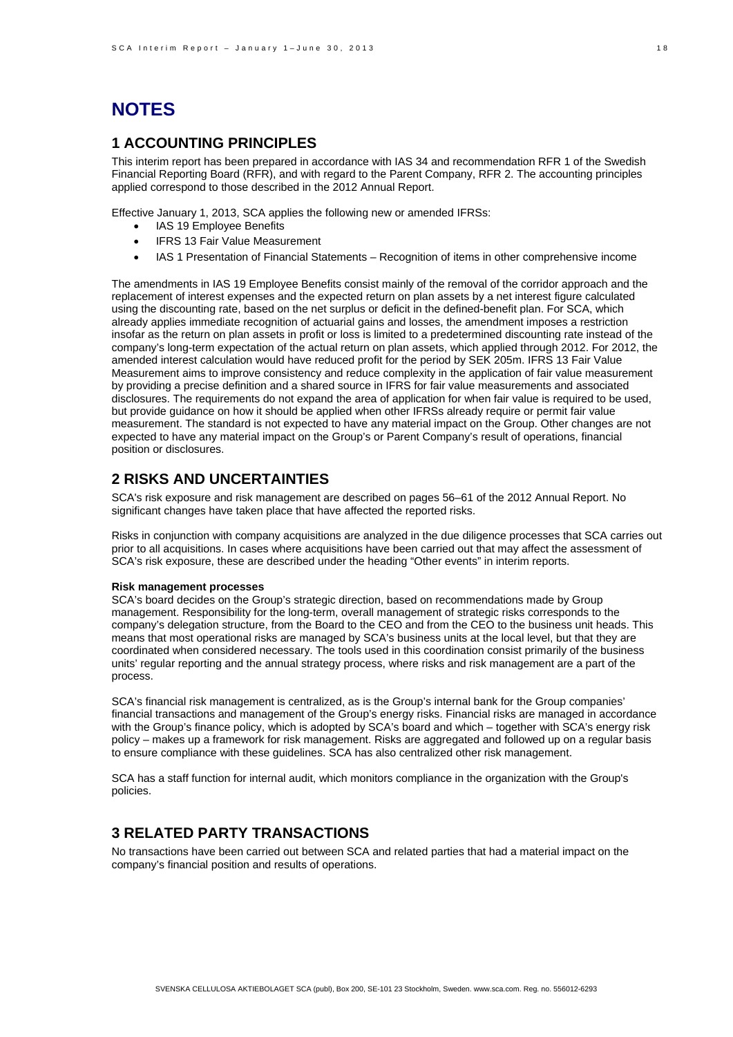# NOTES

## 1 ACCOUNTING PRINCIPLES

This interim report has been prepared in accordance with IAS 34 and recommendation RFR 1 of the Swedish Financial Reporting Board (RFR), and with regard to the Parent Company, RFR 2. The accounting principles applied correspond to those described in the 2012 Annual Report.

Effective January 1, 2013, SCA applies the following new or amended IFRSs:

- IAS 19 Employee Benefits
- IFRS 13 Fair Value Measurement
- IAS 1 Presentation of Financial Statements – Recognition of items in other comprehensive income

The amendments in IAS 19 Employee Benefits consist mainly of the removal of the corridor approach and the replacement of interest expenses and the expected return on plan assets by a net interest figure calculated using the discounting rate, based on the net surplus or deficit in the defined-benefit plan. For SCA, which already applies immediate recognition of actuarial gains and losses, the amendment imposes a restriction insofar as the return on plan assets in profit or loss is limited to a predetermined discounting rate instead of the company's long-term expectation of the actual return on plan assets, which applied through 2012. For 2012, the amended interest calculation would have reduced profit for the period by SEK 205m. IFRS 13 Fair Value Measurement aims to improve consistency and reduce complexity in the application of fair value measurement by providing a precise definition and a shared source in IFRS for fair value measurements and associated disclosures. The requirements do not expand the area of application for when fair value is required to be used, but provide guidance on how it should be applied when other IFRSs already require or permit fair value measurement. The standard is not expected to have any material impact on the Group. Other changes are not expected to have any material impact on the Group's or Parent Company's result of operations, financial position or disclosures.

## 2 RISKS AND UNCERTAINTIES

SCA's risk exposure and risk management are described on pages 56–61 of the 2012 Annual Report. No significant changes have taken place that have affected the reported risks.

Risks in conjunction with company acquisitions are analyzed in the due diligence processes that SCA carries out prior to all acquisitions. In cases where acquisitions have been carried out that may affect the assessment of SCA's risk exposure, these are described under the heading "Other events" in interim reports.

**Risk management processes**

SCA's board decides on the Group's strategic direction, based on recommendations made by Group management. Responsibility for the long-term, overall management of strategic risks corresponds to the company's delegation structure, from the Board to the CEO and from the CEO to the business unit heads. This means that most operational risks are managed by SCA's business units at the local level, but that they are coordinated when considered necessary. The tools used in this coordination consist primarily of the business units' regular reporting and the annual strategy process, where risks and risk management are a part of the process.

SCA's financial risk management is centralized, as is the Group's internal bank for the Group companies' financial transactions and management of the Group's energy risks. Financial risks are managed in accordance with the Group's finance policy, which is adopted by SCA's board and which – together with SCA's energy risk policy – makes up a framework for risk management. Risks are aggregated and followed up on a regular basis to ensure compliance with these guidelines. SCA has also centralized other risk management.

SCA has a staff function for internal audit, which monitors compliance in the organization with the Group's policies.

## 3 RELATED PARTY TRANSACTIONS

No transactions have been carried out between SCA and related parties that had a material impact on the company's financial position and results of operations.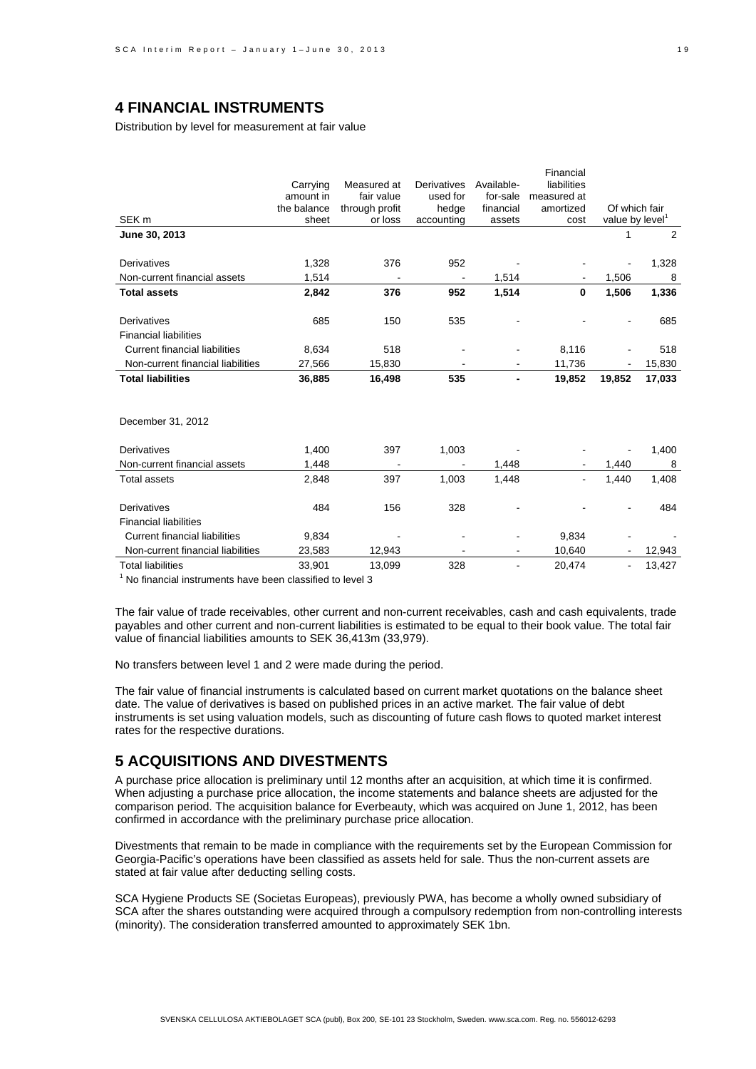## 4 FINANCIAL INSTRUMENTS

Distribution by level for measurement at fair value

| SEK m | Carrying amount in the balance sheet | Measured at fair value through profit or loss | Derivatives used for hedge accounting | Available-for-sale financial assets | Financial liabilities measured at amortized cost | Of which fair value by level[1] | |
|---|---|---|---|---|---|---|---|
| **June 30, 2013** | | | | | | 1 | 2 |
| Derivatives | 1,328 | 376 | 952 | - | - | - | 1,328 |
| Non-current financial assets | 1,514 | - | - | 1,514 | - | 1,506 | 8 |
| **Total assets** | **2,842** | **376** | **952** | **1,514** | **0** | **1,506** | **1,336** |
| Derivatives | 685 | 150 | 535 | - | - | - | 685 |
| Financial liabilities | | | | | | | |
| Current financial liabilities | 8,634 | 518 | - | - | 8,116 | - | 518 |
| Non-current financial liabilities | 27,566 | 15,830 | - | - | 11,736 | - | 15,830 |
| **Total liabilities** | **36,885** | **16,498** | **535** | **-** | **19,852** | **19,852** | **17,033** |
| December 31, 2012 | | | | | | | |
| Derivatives | 1,400 | 397 | 1,003 | - | - | - | 1,400 |
| Non-current financial assets | 1,448 | - | - | 1,448 | - | 1,440 | 8 |
| Total assets | 2,848 | 397 | 1,003 | 1,448 | - | 1,440 | 1,408 |
| Derivatives | 484 | 156 | 328 | - | - | - | 484 |
| Financial liabilities | | | | | | | |
| Current financial liabilities | 9,834 | - | - | - | 9,834 | - | - |
| Non-current financial liabilities | 23,583 | 12,943 | - | - | 10,640 | - | 12,943 |
| Total liabilities | 33,901 | 13,099 | 328 | - | 20,474 | - | 13,427 |

[1] No financial instruments have been classified to level 3

The fair value of trade receivables, other current and non-current receivables, cash and cash equivalents, trade payables and other current and non-current liabilities is estimated to be equal to their book value. The total fair value of financial liabilities amounts to SEK 36,413m (33,979).

No transfers between level 1 and 2 were made during the period.

The fair value of financial instruments is calculated based on current market quotations on the balance sheet date. The value of derivatives is based on published prices in an active market. The fair value of debt instruments is set using valuation models, such as discounting of future cash flows to quoted market interest rates for the respective durations.

## 5 ACQUISITIONS AND DIVESTMENTS

A purchase price allocation is preliminary until 12 months after an acquisition, at which time it is confirmed. When adjusting a purchase price allocation, the income statements and balance sheets are adjusted for the comparison period. The acquisition balance for Everbeauty, which was acquired on June 1, 2012, has been confirmed in accordance with the preliminary purchase price allocation.

Divestments that remain to be made in compliance with the requirements set by the European Commission for Georgia-Pacific's operations have been classified as assets held for sale. Thus the non-current assets are stated at fair value after deducting selling costs.

SCA Hygiene Products SE (Societas Europeas), previously PWA, has become a wholly owned subsidiary of SCA after the shares outstanding were acquired through a compulsory redemption from non-controlling interests (minority). The consideration transferred amounted to approximately SEK 1bn.